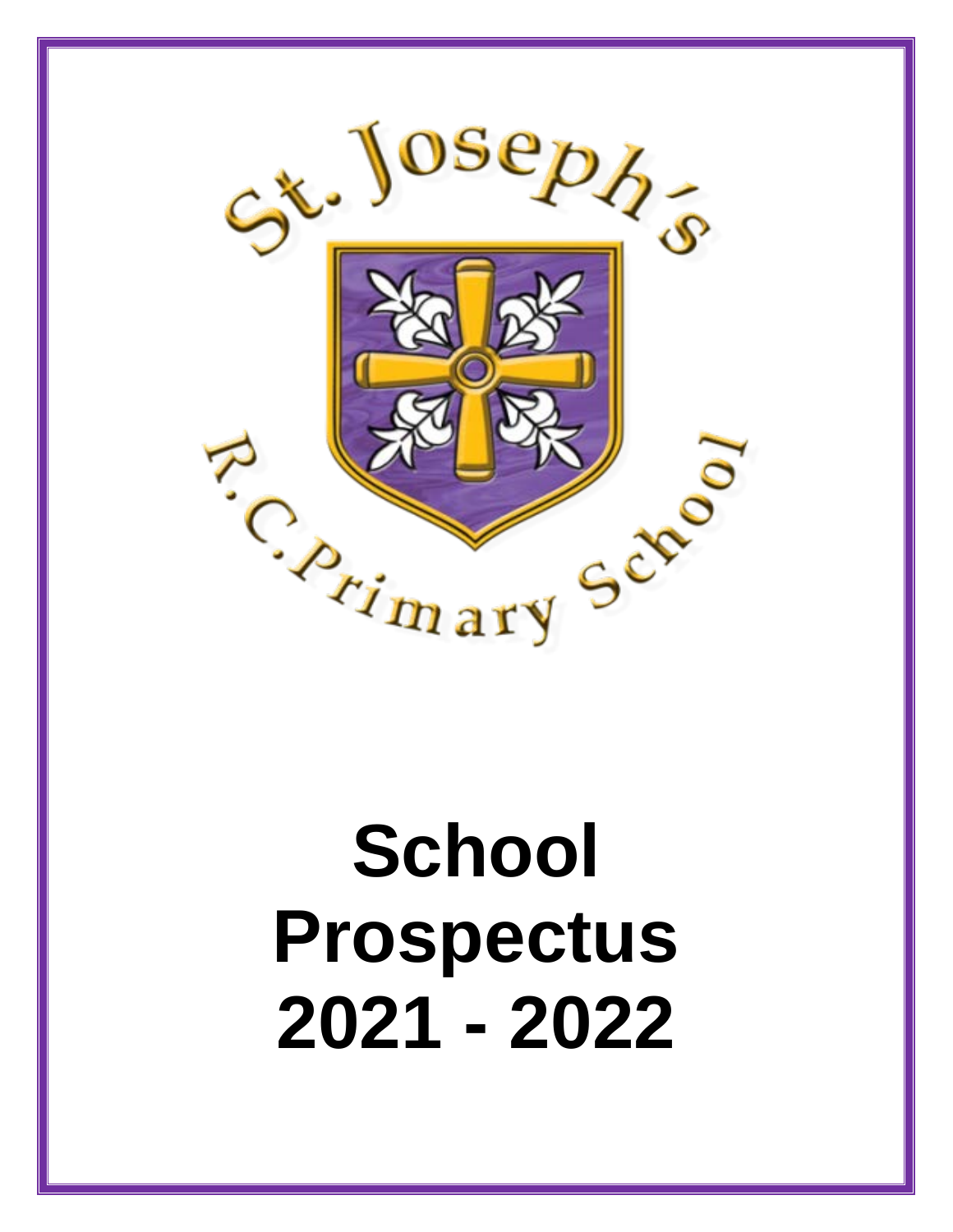St. Joseph's R.C. Primary School

# School Prospectus 2021 - 2022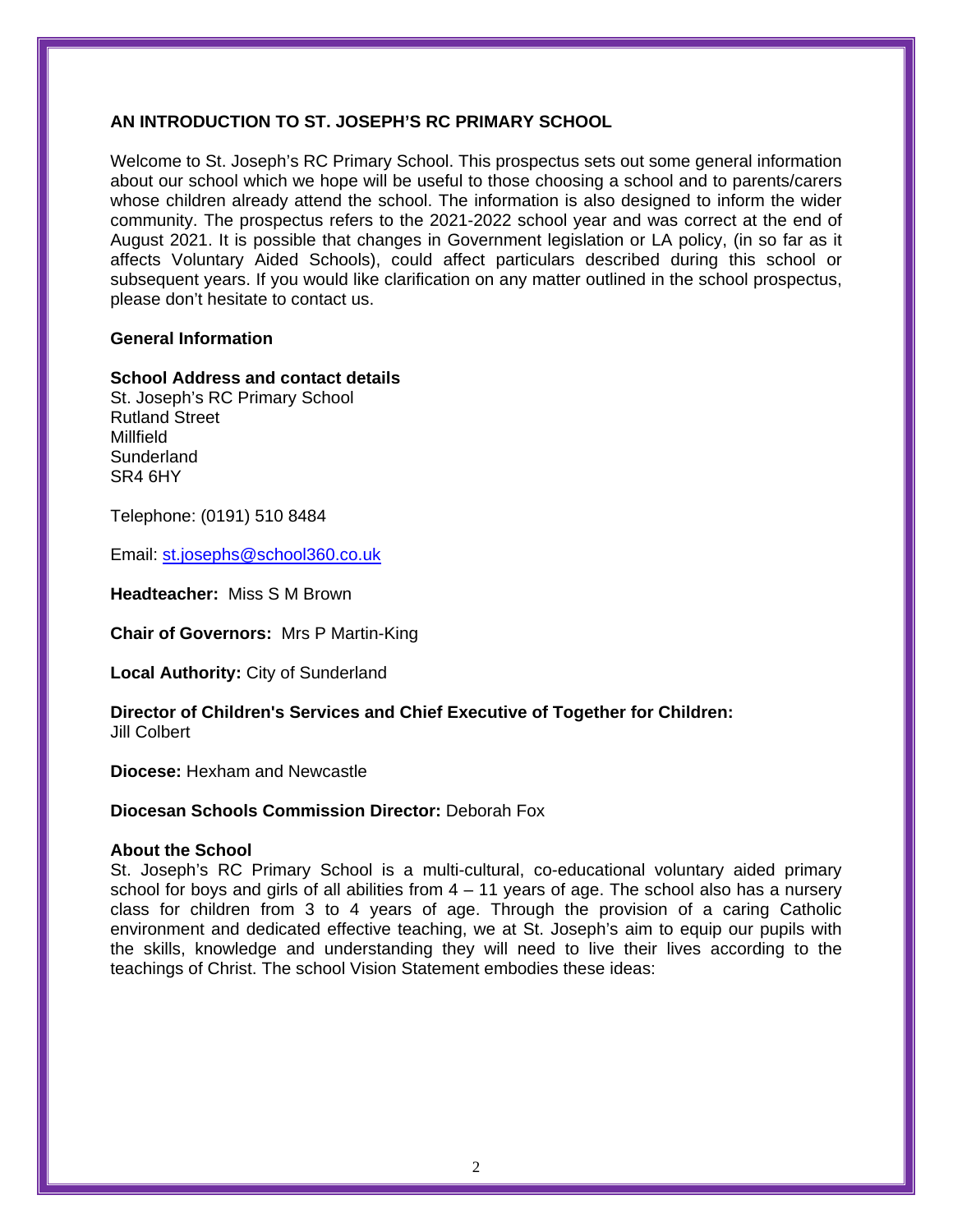## AN INTRODUCTION TO ST. JOSEPH'S RC PRIMARY SCHOOL

Welcome to St. Joseph's RC Primary School. This prospectus sets out some general information about our school which we hope will be useful to those choosing a school and to parents/carers whose children already attend the school. The information is also designed to inform the wider community. The prospectus refers to the 2021-2022 school year and was correct at the end of August 2021. It is possible that changes in Government legislation or LA policy, (in so far as it affects Voluntary Aided Schools), could affect particulars described during this school or subsequent years. If you would like clarification on any matter outlined in the school prospectus, please don't hesitate to contact us.

### General Information

**School Address and contact details**
St. Joseph's RC Primary School
Rutland Street
Millfield
Sunderland
SR4 6HY

Telephone: (0191) 510 8484

Email: st.josephs@school360.co.uk

**Headteacher:** Miss S M Brown

**Chair of Governors:** Mrs P Martin-King

**Local Authority:** City of Sunderland

**Director of Children's Services and Chief Executive of Together for Children:**
Jill Colbert

**Diocese:** Hexham and Newcastle

**Diocesan Schools Commission Director:** Deborah Fox

**About the School**
St. Joseph's RC Primary School is a multi-cultural, co-educational voluntary aided primary school for boys and girls of all abilities from 4 – 11 years of age. The school also has a nursery class for children from 3 to 4 years of age. Through the provision of a caring Catholic environment and dedicated effective teaching, we at St. Joseph's aim to equip our pupils with the skills, knowledge and understanding they will need to live their lives according to the teachings of Christ. The school Vision Statement embodies these ideas: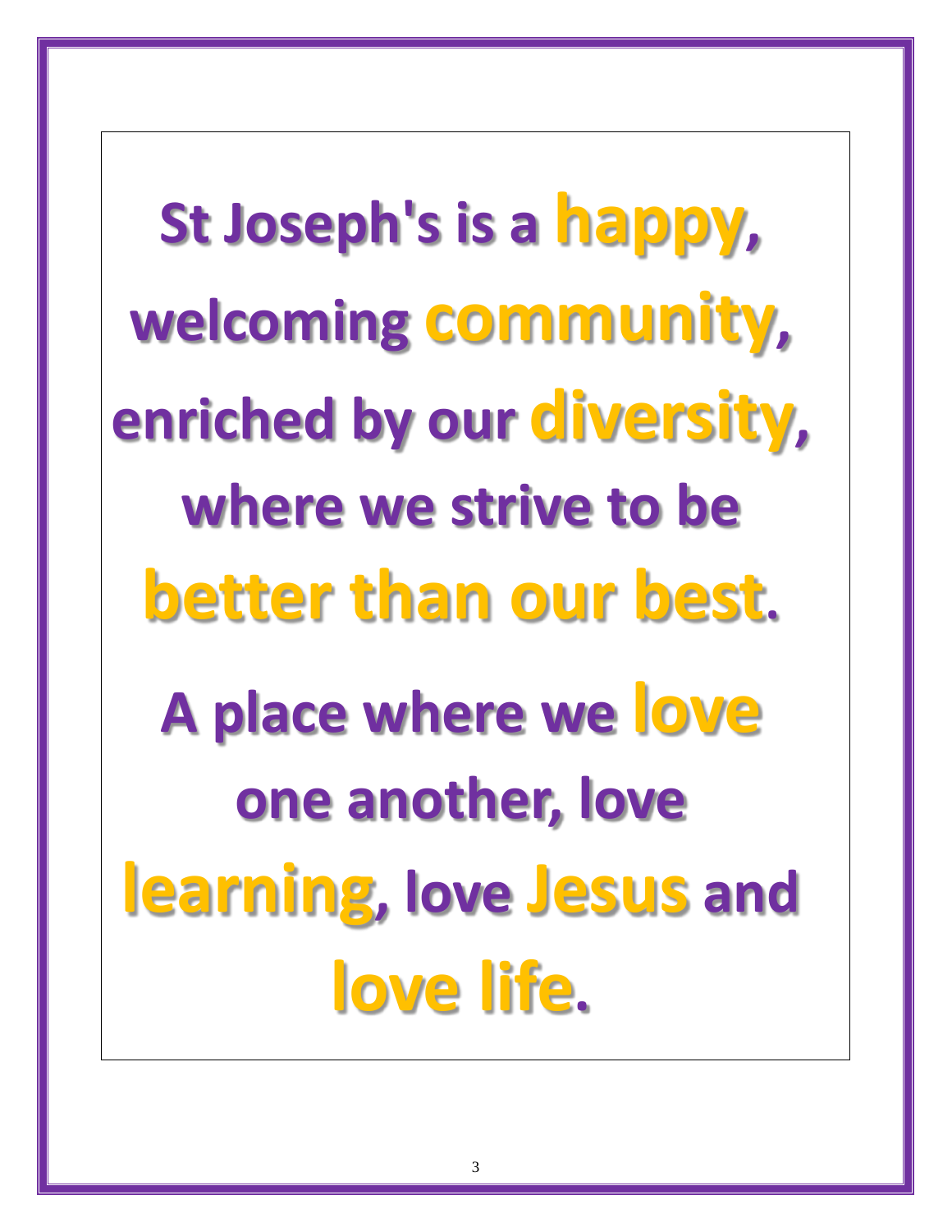**St Joseph's is a happy, welcoming community, enriched by our diversity, where we strive to be better than our best.**

**A place where we love one another, love learning, love Jesus and love life.**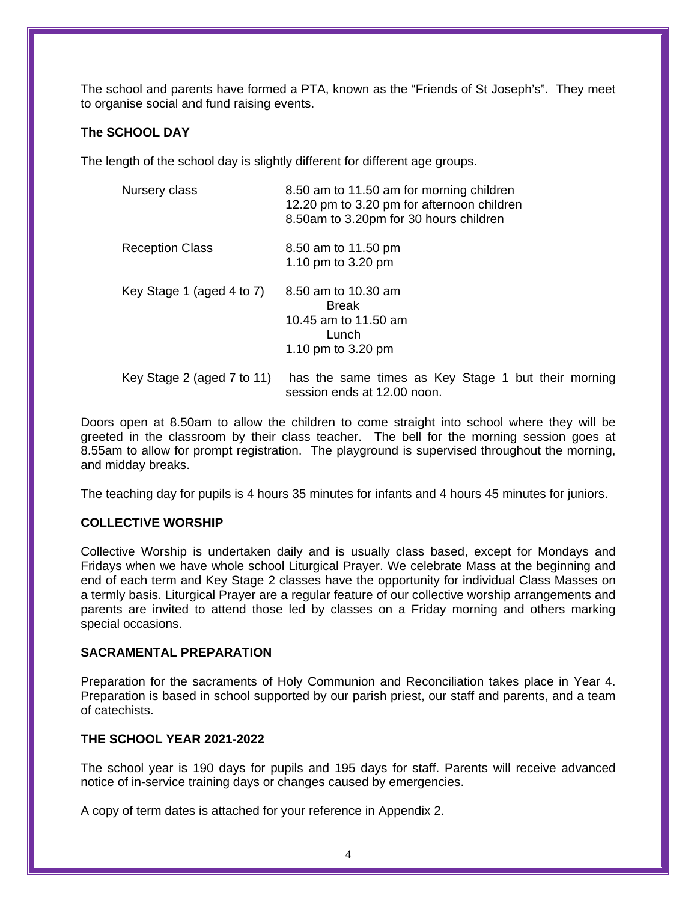The school and parents have formed a PTA, known as the "Friends of St Joseph's". They meet to organise social and fund raising events.

**The SCHOOL DAY**

The length of the school day is slightly different for different age groups.

| | |
|---|---|
| Nursery class | 8.50 am to 11.50 am for morning children<br>12.20 pm to 3.20 pm for afternoon children<br>8.50am to 3.20pm for 30 hours children |
| Reception Class | 8.50 am to 11.50 pm<br>1.10 pm to 3.20 pm |
| Key Stage 1 (aged 4 to 7) | 8.50 am to 10.30 am<br>Break<br>10.45 am to 11.50 am<br>Lunch<br>1.10 pm to 3.20 pm |
| Key Stage 2 (aged 7 to 11) | has the same times as Key Stage 1 but their morning session ends at 12.00 noon. |

Doors open at 8.50am to allow the children to come straight into school where they will be greeted in the classroom by their class teacher. The bell for the morning session goes at 8.55am to allow for prompt registration. The playground is supervised throughout the morning, and midday breaks.

The teaching day for pupils is 4 hours 35 minutes for infants and 4 hours 45 minutes for juniors.

**COLLECTIVE WORSHIP**

Collective Worship is undertaken daily and is usually class based, except for Mondays and Fridays when we have whole school Liturgical Prayer. We celebrate Mass at the beginning and end of each term and Key Stage 2 classes have the opportunity for individual Class Masses on a termly basis. Liturgical Prayer are a regular feature of our collective worship arrangements and parents are invited to attend those led by classes on a Friday morning and others marking special occasions.

**SACRAMENTAL PREPARATION**

Preparation for the sacraments of Holy Communion and Reconciliation takes place in Year 4. Preparation is based in school supported by our parish priest, our staff and parents, and a team of catechists.

**THE SCHOOL YEAR 2021-2022**

The school year is 190 days for pupils and 195 days for staff. Parents will receive advanced notice of in-service training days or changes caused by emergencies.

A copy of term dates is attached for your reference in Appendix 2.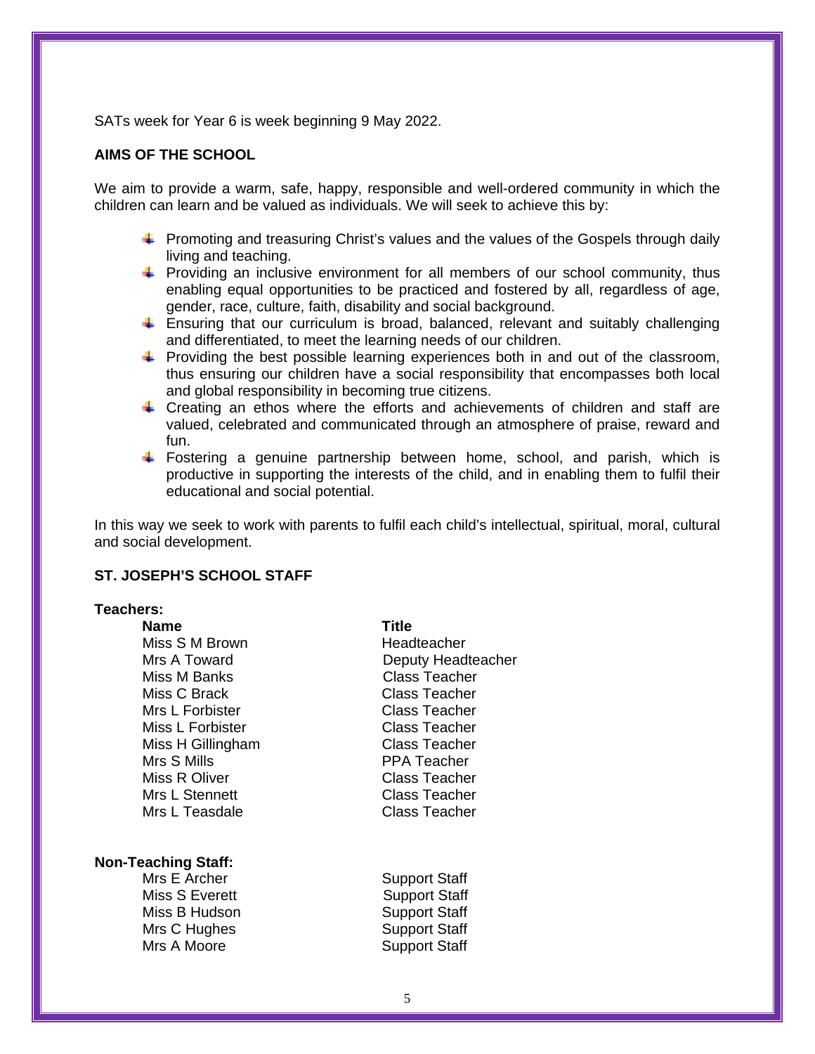SATs week for Year 6 is week beginning 9 May 2022.

**AIMS OF THE SCHOOL**

We aim to provide a warm, safe, happy, responsible and well-ordered community in which the children can learn and be valued as individuals. We will seek to achieve this by:

- Promoting and treasuring Christ's values and the values of the Gospels through daily living and teaching.
- Providing an inclusive environment for all members of our school community, thus enabling equal opportunities to be practiced and fostered by all, regardless of age, gender, race, culture, faith, disability and social background.
- Ensuring that our curriculum is broad, balanced, relevant and suitably challenging and differentiated, to meet the learning needs of our children.
- Providing the best possible learning experiences both in and out of the classroom, thus ensuring our children have a social responsibility that encompasses both local and global responsibility in becoming true citizens.
- Creating an ethos where the efforts and achievements of children and staff are valued, celebrated and communicated through an atmosphere of praise, reward and fun.
- Fostering a genuine partnership between home, school, and parish, which is productive in supporting the interests of the child, and in enabling them to fulfil their educational and social potential.

In this way we seek to work with parents to fulfil each child's intellectual, spiritual, moral, cultural and social development.

**ST. JOSEPH'S SCHOOL STAFF**

**Teachers:**

| Name | Title |
|---|---|
| Miss S M Brown | Headteacher |
| Mrs A Toward | Deputy Headteacher |
| Miss M Banks | Class Teacher |
| Miss C Brack | Class Teacher |
| Mrs L Forbister | Class Teacher |
| Miss L Forbister | Class Teacher |
| Miss H Gillingham | Class Teacher |
| Mrs S Mills | PPA Teacher |
| Miss R Oliver | Class Teacher |
| Mrs L Stennett | Class Teacher |
| Mrs L Teasdale | Class Teacher |

**Non-Teaching Staff:**

| | |
|---|---|
| Mrs E Archer | Support Staff |
| Miss S Everett | Support Staff |
| Miss B Hudson | Support Staff |
| Mrs C Hughes | Support Staff |
| Mrs A Moore | Support Staff |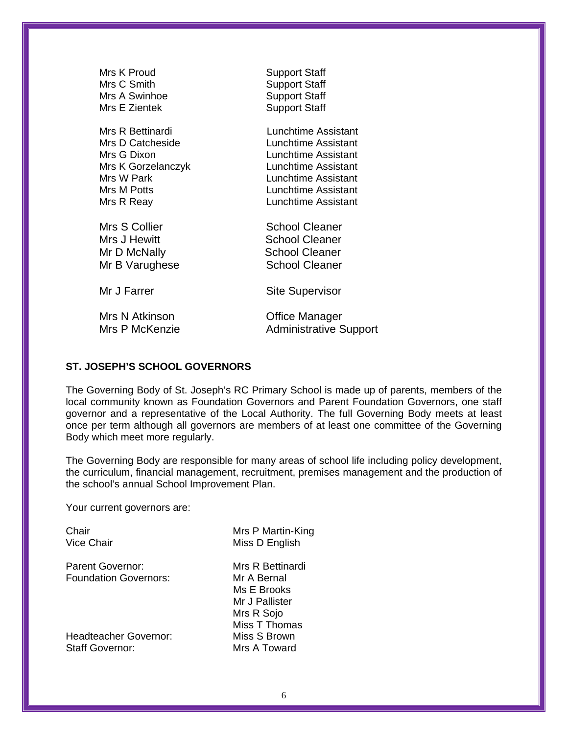| | |
|---|---|
| Mrs K Proud | Support Staff |
| Mrs C Smith | Support Staff |
| Mrs A Swinhoe | Support Staff |
| Mrs E Zientek | Support Staff |
| | |
| Mrs R Bettinardi | Lunchtime Assistant |
| Mrs D Catcheside | Lunchtime Assistant |
| Mrs G Dixon | Lunchtime Assistant |
| Mrs K Gorzelanczyk | Lunchtime Assistant |
| Mrs W Park | Lunchtime Assistant |
| Mrs M Potts | Lunchtime Assistant |
| Mrs R Reay | Lunchtime Assistant |
| | |
| Mrs S Collier | School Cleaner |
| Mrs J Hewitt | School Cleaner |
| Mr D McNally | School Cleaner |
| Mr B Varughese | School Cleaner |
| | |
| Mr J Farrer | Site Supervisor |
| | |
| Mrs N Atkinson | Office Manager |
| Mrs P McKenzie | Administrative Support |

## ST. JOSEPH'S SCHOOL GOVERNORS

The Governing Body of St. Joseph's RC Primary School is made up of parents, members of the local community known as Foundation Governors and Parent Foundation Governors, one staff governor and a representative of the Local Authority. The full Governing Body meets at least once per term although all governors are members of at least one committee of the Governing Body which meet more regularly.

The Governing Body are responsible for many areas of school life including policy development, the curriculum, financial management, recruitment, premises management and the production of the school's annual School Improvement Plan.

Your current governors are:

| | |
|---|---|
| Chair | Mrs P Martin-King |
| Vice Chair | Miss D English |
| | |
| Parent Governor: | Mrs R Bettinardi |
| Foundation Governors: | Mr A Bernal |
| | Ms E Brooks |
| | Mr J Pallister |
| | Mrs R Sojo |
| | Miss T Thomas |
| Headteacher Governor: | Miss S Brown |
| Staff Governor: | Mrs A Toward |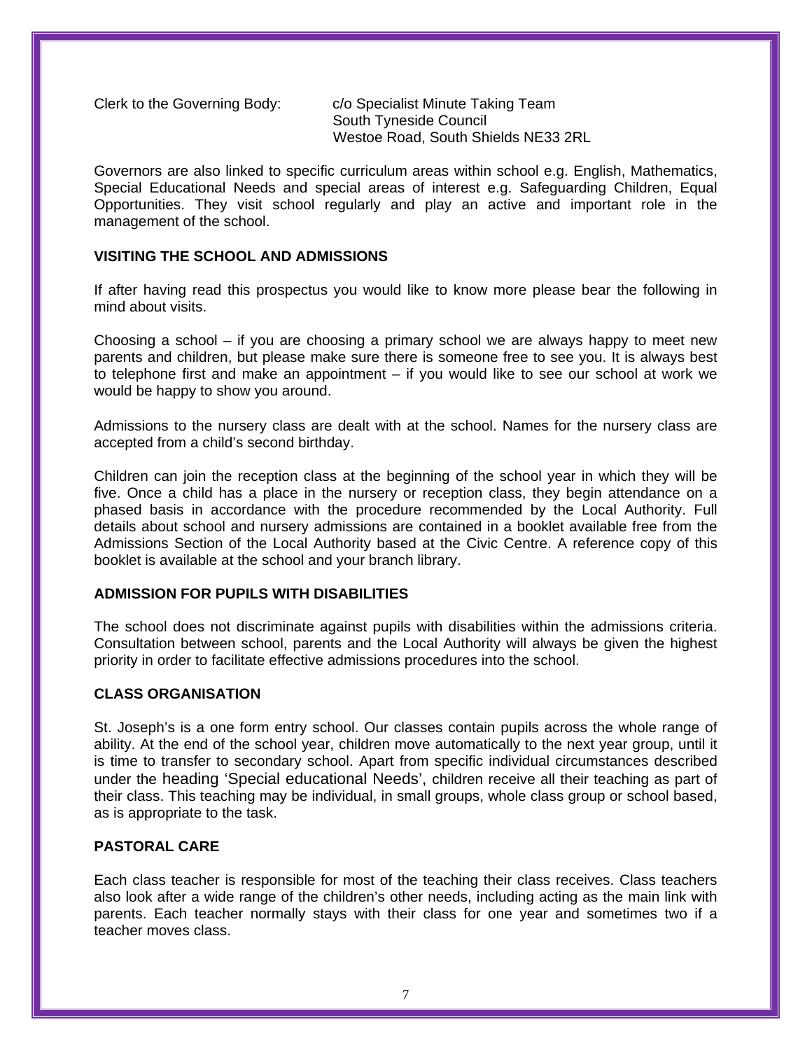Clerk to the Governing Body: c/o Specialist Minute Taking Team
South Tyneside Council
Westoe Road, South Shields NE33 2RL

Governors are also linked to specific curriculum areas within school e.g. English, Mathematics, Special Educational Needs and special areas of interest e.g. Safeguarding Children, Equal Opportunities. They visit school regularly and play an active and important role in the management of the school.

## VISITING THE SCHOOL AND ADMISSIONS

If after having read this prospectus you would like to know more please bear the following in mind about visits.

Choosing a school – if you are choosing a primary school we are always happy to meet new parents and children, but please make sure there is someone free to see you. It is always best to telephone first and make an appointment – if you would like to see our school at work we would be happy to show you around.

Admissions to the nursery class are dealt with at the school. Names for the nursery class are accepted from a child's second birthday.

Children can join the reception class at the beginning of the school year in which they will be five. Once a child has a place in the nursery or reception class, they begin attendance on a phased basis in accordance with the procedure recommended by the Local Authority. Full details about school and nursery admissions are contained in a booklet available free from the Admissions Section of the Local Authority based at the Civic Centre. A reference copy of this booklet is available at the school and your branch library.

## ADMISSION FOR PUPILS WITH DISABILITIES

The school does not discriminate against pupils with disabilities within the admissions criteria. Consultation between school, parents and the Local Authority will always be given the highest priority in order to facilitate effective admissions procedures into the school.

## CLASS ORGANISATION

St. Joseph's is a one form entry school. Our classes contain pupils across the whole range of ability. At the end of the school year, children move automatically to the next year group, until it is time to transfer to secondary school. Apart from specific individual circumstances described under the heading 'Special educational Needs', children receive all their teaching as part of their class. This teaching may be individual, in small groups, whole class group or school based, as is appropriate to the task.

## PASTORAL CARE

Each class teacher is responsible for most of the teaching their class receives. Class teachers also look after a wide range of the children's other needs, including acting as the main link with parents. Each teacher normally stays with their class for one year and sometimes two if a teacher moves class.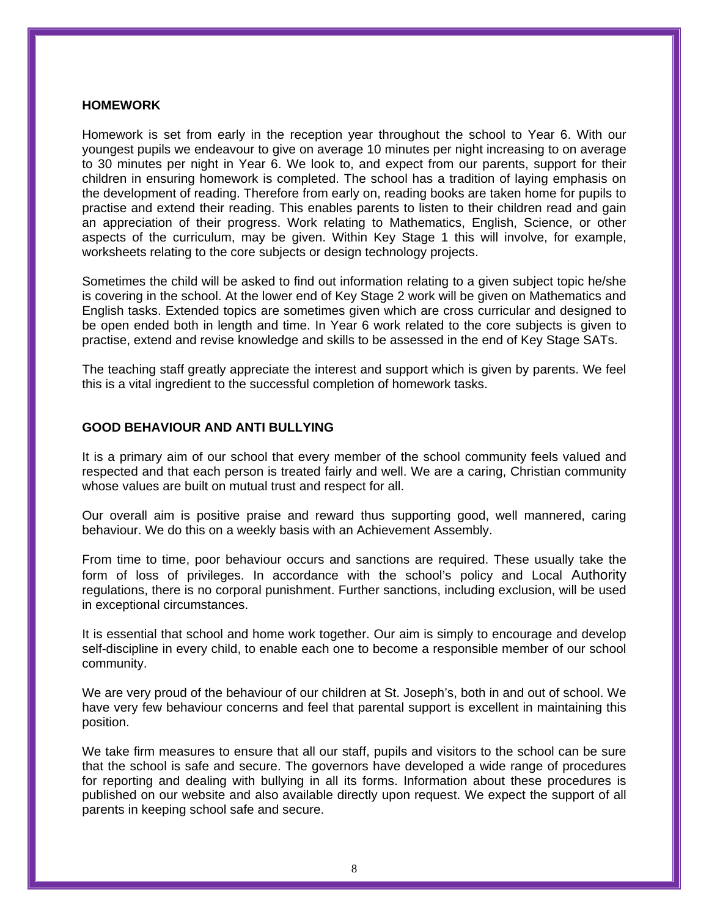## HOMEWORK

Homework is set from early in the reception year throughout the school to Year 6. With our youngest pupils we endeavour to give on average 10 minutes per night increasing to on average to 30 minutes per night in Year 6. We look to, and expect from our parents, support for their children in ensuring homework is completed. The school has a tradition of laying emphasis on the development of reading. Therefore from early on, reading books are taken home for pupils to practise and extend their reading. This enables parents to listen to their children read and gain an appreciation of their progress. Work relating to Mathematics, English, Science, or other aspects of the curriculum, may be given. Within Key Stage 1 this will involve, for example, worksheets relating to the core subjects or design technology projects.

Sometimes the child will be asked to find out information relating to a given subject topic he/she is covering in the school. At the lower end of Key Stage 2 work will be given on Mathematics and English tasks. Extended topics are sometimes given which are cross curricular and designed to be open ended both in length and time. In Year 6 work related to the core subjects is given to practise, extend and revise knowledge and skills to be assessed in the end of Key Stage SATs.

The teaching staff greatly appreciate the interest and support which is given by parents. We feel this is a vital ingredient to the successful completion of homework tasks.

## GOOD BEHAVIOUR AND ANTI BULLYING

It is a primary aim of our school that every member of the school community feels valued and respected and that each person is treated fairly and well. We are a caring, Christian community whose values are built on mutual trust and respect for all.

Our overall aim is positive praise and reward thus supporting good, well mannered, caring behaviour. We do this on a weekly basis with an Achievement Assembly.

From time to time, poor behaviour occurs and sanctions are required. These usually take the form of loss of privileges. In accordance with the school's policy and Local Authority regulations, there is no corporal punishment. Further sanctions, including exclusion, will be used in exceptional circumstances.

It is essential that school and home work together. Our aim is simply to encourage and develop self-discipline in every child, to enable each one to become a responsible member of our school community.

We are very proud of the behaviour of our children at St. Joseph's, both in and out of school. We have very few behaviour concerns and feel that parental support is excellent in maintaining this position.

We take firm measures to ensure that all our staff, pupils and visitors to the school can be sure that the school is safe and secure. The governors have developed a wide range of procedures for reporting and dealing with bullying in all its forms. Information about these procedures is published on our website and also available directly upon request. We expect the support of all parents in keeping school safe and secure.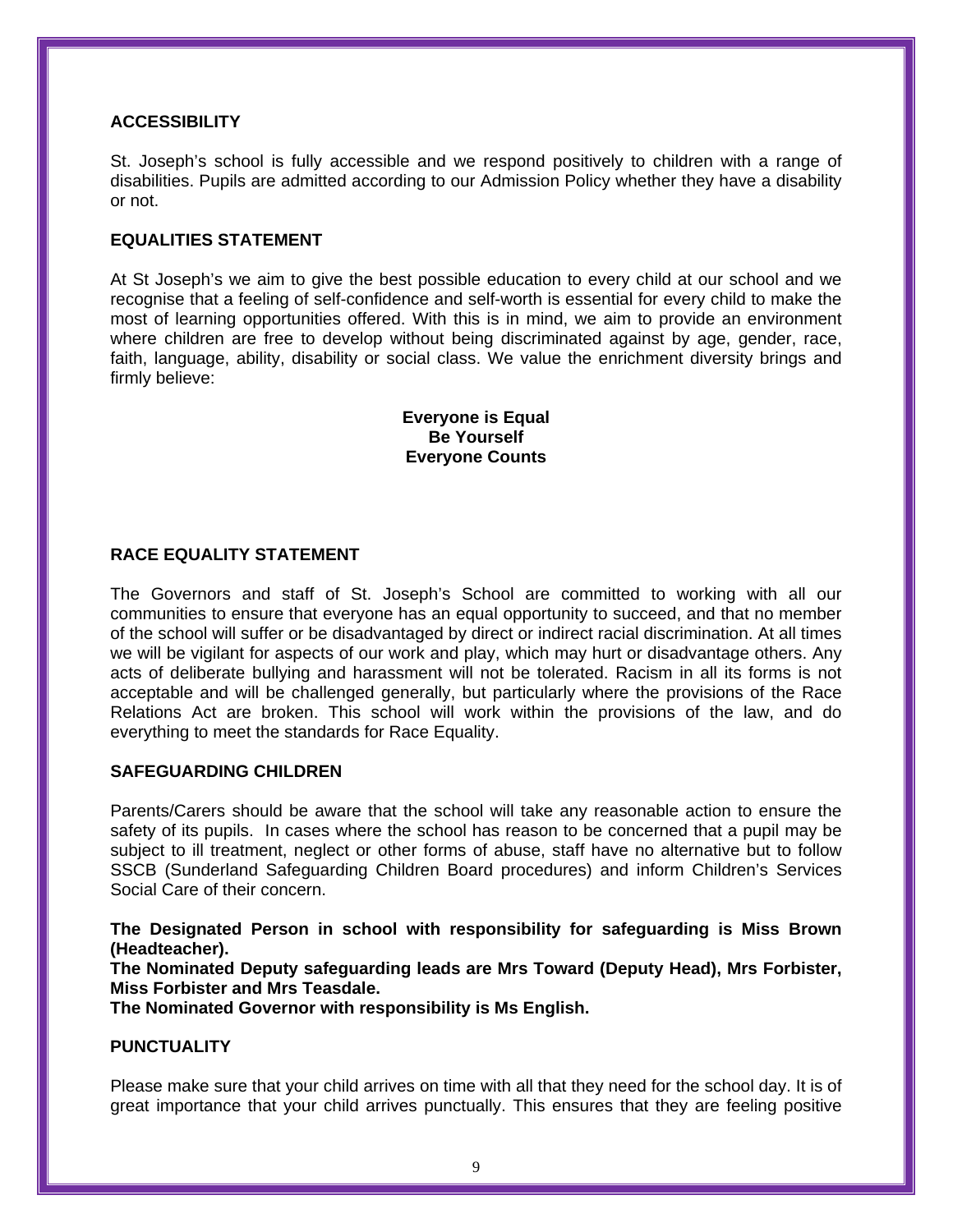## ACCESSIBILITY

St. Joseph's school is fully accessible and we respond positively to children with a range of disabilities. Pupils are admitted according to our Admission Policy whether they have a disability or not.

## EQUALITIES STATEMENT

At St Joseph's we aim to give the best possible education to every child at our school and we recognise that a feeling of self-confidence and self-worth is essential for every child to make the most of learning opportunities offered. With this is in mind, we aim to provide an environment where children are free to develop without being discriminated against by age, gender, race, faith, language, ability, disability or social class. We value the enrichment diversity brings and firmly believe:

**Everyone is Equal**
**Be Yourself**
**Everyone Counts**

## RACE EQUALITY STATEMENT

The Governors and staff of St. Joseph's School are committed to working with all our communities to ensure that everyone has an equal opportunity to succeed, and that no member of the school will suffer or be disadvantaged by direct or indirect racial discrimination. At all times we will be vigilant for aspects of our work and play, which may hurt or disadvantage others. Any acts of deliberate bullying and harassment will not be tolerated. Racism in all its forms is not acceptable and will be challenged generally, but particularly where the provisions of the Race Relations Act are broken. This school will work within the provisions of the law, and do everything to meet the standards for Race Equality.

## SAFEGUARDING CHILDREN

Parents/Carers should be aware that the school will take any reasonable action to ensure the safety of its pupils. In cases where the school has reason to be concerned that a pupil may be subject to ill treatment, neglect or other forms of abuse, staff have no alternative but to follow SSCB (Sunderland Safeguarding Children Board procedures) and inform Children's Services Social Care of their concern.

**The Designated Person in school with responsibility for safeguarding is Miss Brown (Headteacher).**
**The Nominated Deputy safeguarding leads are Mrs Toward (Deputy Head), Mrs Forbister, Miss Forbister and Mrs Teasdale.**
**The Nominated Governor with responsibility is Ms English.**

## PUNCTUALITY

Please make sure that your child arrives on time with all that they need for the school day. It is of great importance that your child arrives punctually. This ensures that they are feeling positive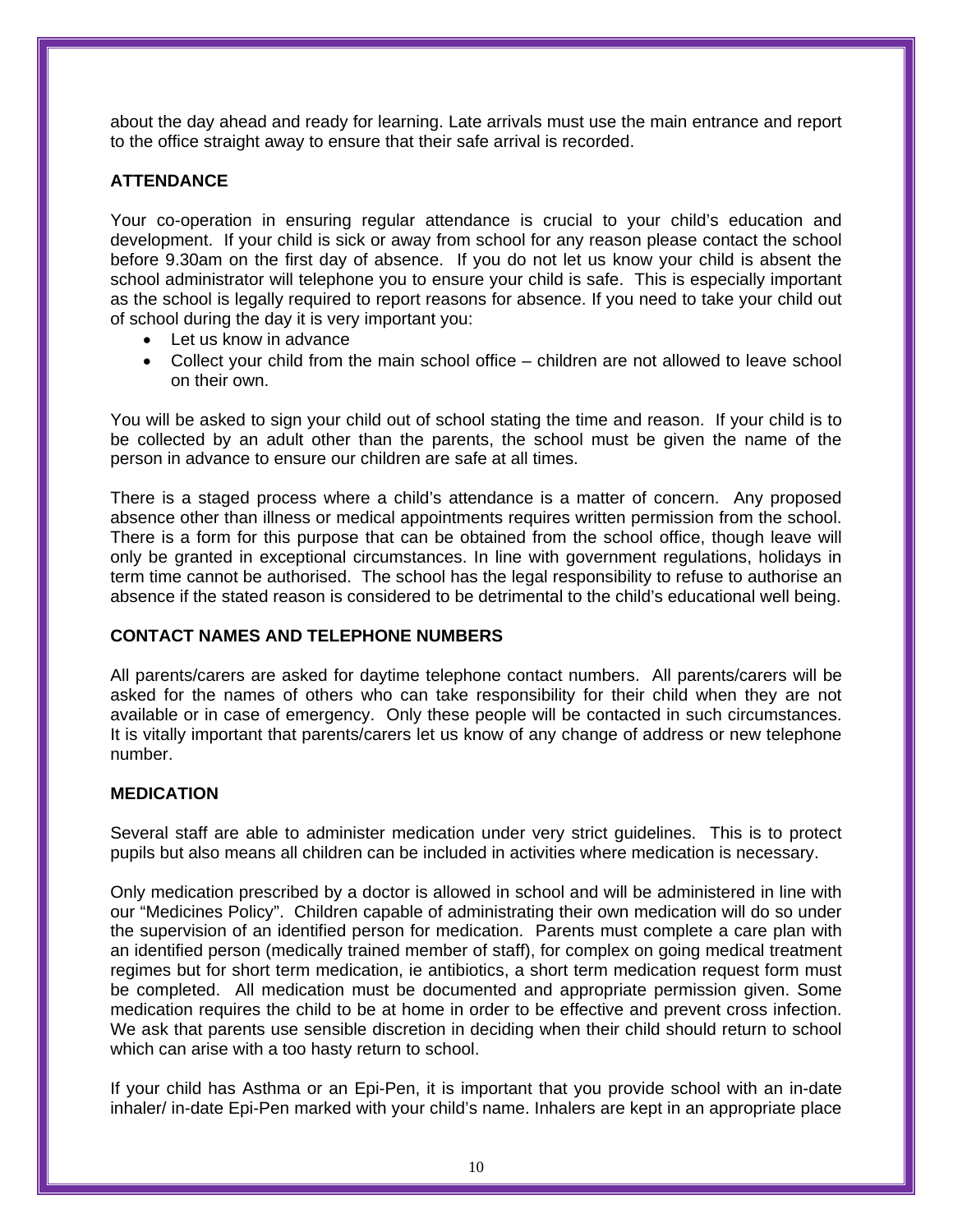about the day ahead and ready for learning. Late arrivals must use the main entrance and report to the office straight away to ensure that their safe arrival is recorded.

**ATTENDANCE**

Your co-operation in ensuring regular attendance is crucial to your child's education and development. If your child is sick or away from school for any reason please contact the school before 9.30am on the first day of absence. If you do not let us know your child is absent the school administrator will telephone you to ensure your child is safe. This is especially important as the school is legally required to report reasons for absence. If you need to take your child out of school during the day it is very important you:

- Let us know in advance
- Collect your child from the main school office – children are not allowed to leave school on their own.

You will be asked to sign your child out of school stating the time and reason. If your child is to be collected by an adult other than the parents, the school must be given the name of the person in advance to ensure our children are safe at all times.

There is a staged process where a child's attendance is a matter of concern. Any proposed absence other than illness or medical appointments requires written permission from the school. There is a form for this purpose that can be obtained from the school office, though leave will only be granted in exceptional circumstances. In line with government regulations, holidays in term time cannot be authorised. The school has the legal responsibility to refuse to authorise an absence if the stated reason is considered to be detrimental to the child's educational well being.

**CONTACT NAMES AND TELEPHONE NUMBERS**

All parents/carers are asked for daytime telephone contact numbers. All parents/carers will be asked for the names of others who can take responsibility for their child when they are not available or in case of emergency. Only these people will be contacted in such circumstances. It is vitally important that parents/carers let us know of any change of address or new telephone number.

**MEDICATION**

Several staff are able to administer medication under very strict guidelines. This is to protect pupils but also means all children can be included in activities where medication is necessary.

Only medication prescribed by a doctor is allowed in school and will be administered in line with our "Medicines Policy". Children capable of administrating their own medication will do so under the supervision of an identified person for medication. Parents must complete a care plan with an identified person (medically trained member of staff), for complex on going medical treatment regimes but for short term medication, ie antibiotics, a short term medication request form must be completed. All medication must be documented and appropriate permission given. Some medication requires the child to be at home in order to be effective and prevent cross infection. We ask that parents use sensible discretion in deciding when their child should return to school which can arise with a too hasty return to school.

If your child has Asthma or an Epi-Pen, it is important that you provide school with an in-date inhaler/ in-date Epi-Pen marked with your child's name. Inhalers are kept in an appropriate place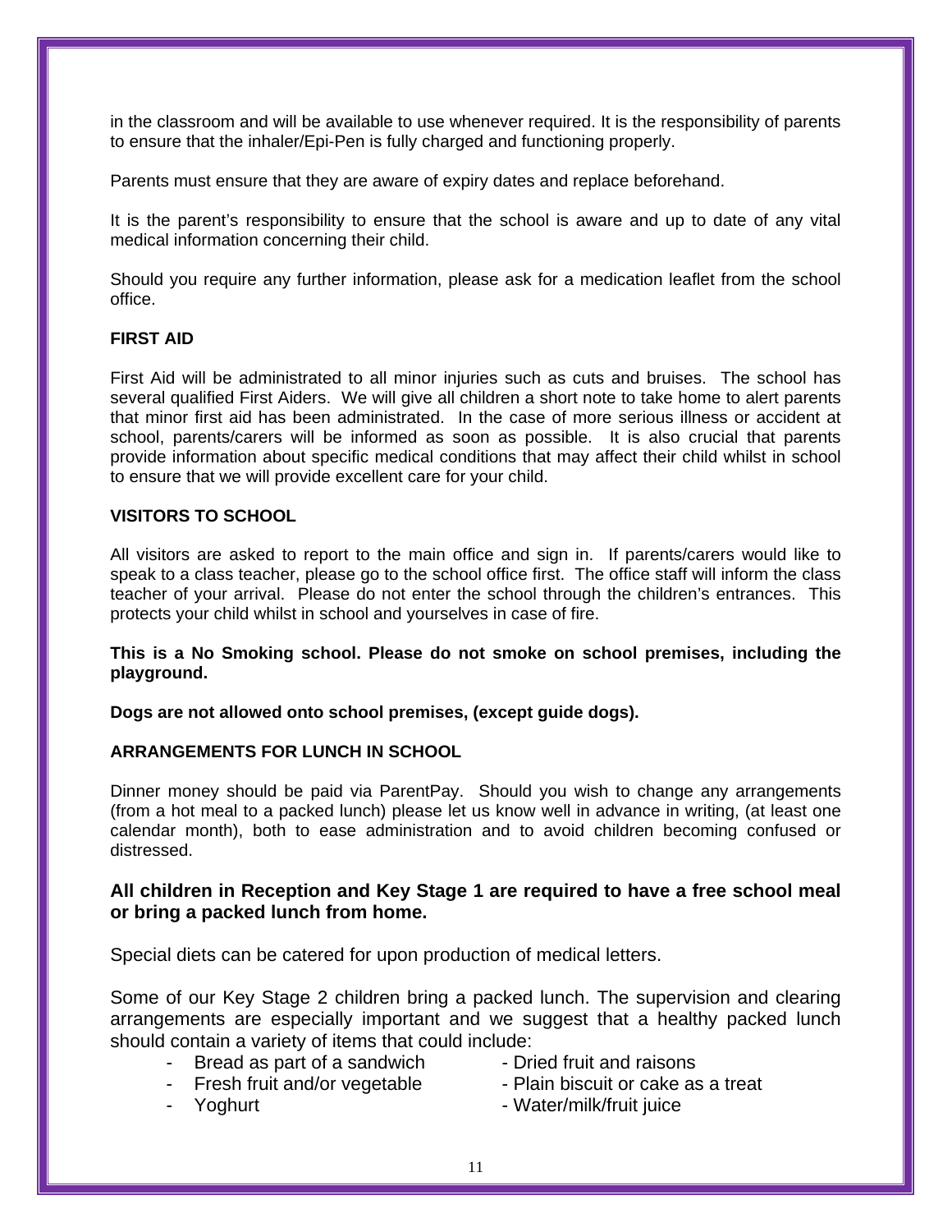in the classroom and will be available to use whenever required. It is the responsibility of parents to ensure that the inhaler/Epi-Pen is fully charged and functioning properly.

Parents must ensure that they are aware of expiry dates and replace beforehand.

It is the parent's responsibility to ensure that the school is aware and up to date of any vital medical information concerning their child.

Should you require any further information, please ask for a medication leaflet from the school office.

## FIRST AID

First Aid will be administrated to all minor injuries such as cuts and bruises. The school has several qualified First Aiders. We will give all children a short note to take home to alert parents that minor first aid has been administrated. In the case of more serious illness or accident at school, parents/carers will be informed as soon as possible. It is also crucial that parents provide information about specific medical conditions that may affect their child whilst in school to ensure that we will provide excellent care for your child.

## VISITORS TO SCHOOL

All visitors are asked to report to the main office and sign in. If parents/carers would like to speak to a class teacher, please go to the school office first. The office staff will inform the class teacher of your arrival. Please do not enter the school through the children's entrances. This protects your child whilst in school and yourselves in case of fire.

**This is a No Smoking school. Please do not smoke on school premises, including the playground.**

**Dogs are not allowed onto school premises, (except guide dogs).**

## ARRANGEMENTS FOR LUNCH IN SCHOOL

Dinner money should be paid via ParentPay. Should you wish to change any arrangements (from a hot meal to a packed lunch) please let us know well in advance in writing, (at least one calendar month), both to ease administration and to avoid children becoming confused or distressed.

**All children in Reception and Key Stage 1 are required to have a free school meal or bring a packed lunch from home.**

Special diets can be catered for upon production of medical letters.

Some of our Key Stage 2 children bring a packed lunch. The supervision and clearing arrangements are especially important and we suggest that a healthy packed lunch should contain a variety of items that could include:

- Bread as part of a sandwich
- Fresh fruit and/or vegetable
- Yoghurt
- Dried fruit and raisons
- Plain biscuit or cake as a treat
- Water/milk/fruit juice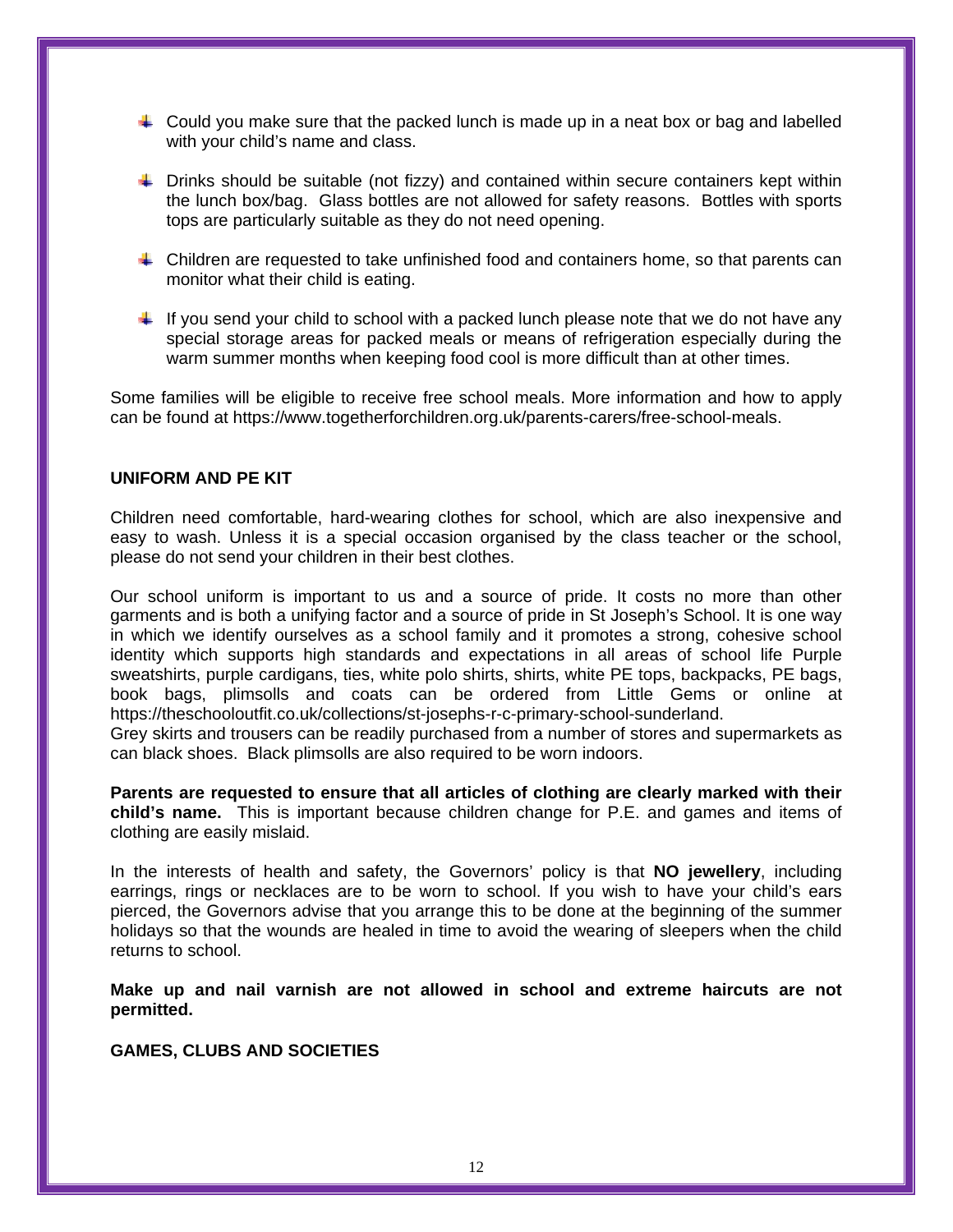- Could you make sure that the packed lunch is made up in a neat box or bag and labelled with your child's name and class.
- Drinks should be suitable (not fizzy) and contained within secure containers kept within the lunch box/bag. Glass bottles are not allowed for safety reasons. Bottles with sports tops are particularly suitable as they do not need opening.
- Children are requested to take unfinished food and containers home, so that parents can monitor what their child is eating.
- If you send your child to school with a packed lunch please note that we do not have any special storage areas for packed meals or means of refrigeration especially during the warm summer months when keeping food cool is more difficult than at other times.

Some families will be eligible to receive free school meals. More information and how to apply can be found at https://www.togetherforchildren.org.uk/parents-carers/free-school-meals.

**UNIFORM AND PE KIT**

Children need comfortable, hard-wearing clothes for school, which are also inexpensive and easy to wash. Unless it is a special occasion organised by the class teacher or the school, please do not send your children in their best clothes.

Our school uniform is important to us and a source of pride. It costs no more than other garments and is both a unifying factor and a source of pride in St Joseph's School. It is one way in which we identify ourselves as a school family and it promotes a strong, cohesive school identity which supports high standards and expectations in all areas of school life Purple sweatshirts, purple cardigans, ties, white polo shirts, shirts, white PE tops, backpacks, PE bags, book bags, plimsolls and coats can be ordered from Little Gems or online at https://theschooloutfit.co.uk/collections/st-josephs-r-c-primary-school-sunderland.
Grey skirts and trousers can be readily purchased from a number of stores and supermarkets as can black shoes. Black plimsolls are also required to be worn indoors.

**Parents are requested to ensure that all articles of clothing are clearly marked with their child's name.** This is important because children change for P.E. and games and items of clothing are easily mislaid.

In the interests of health and safety, the Governors' policy is that **NO jewellery**, including earrings, rings or necklaces are to be worn to school. If you wish to have your child's ears pierced, the Governors advise that you arrange this to be done at the beginning of the summer holidays so that the wounds are healed in time to avoid the wearing of sleepers when the child returns to school.

**Make up and nail varnish are not allowed in school and extreme haircuts are not permitted.**

**GAMES, CLUBS AND SOCIETIES**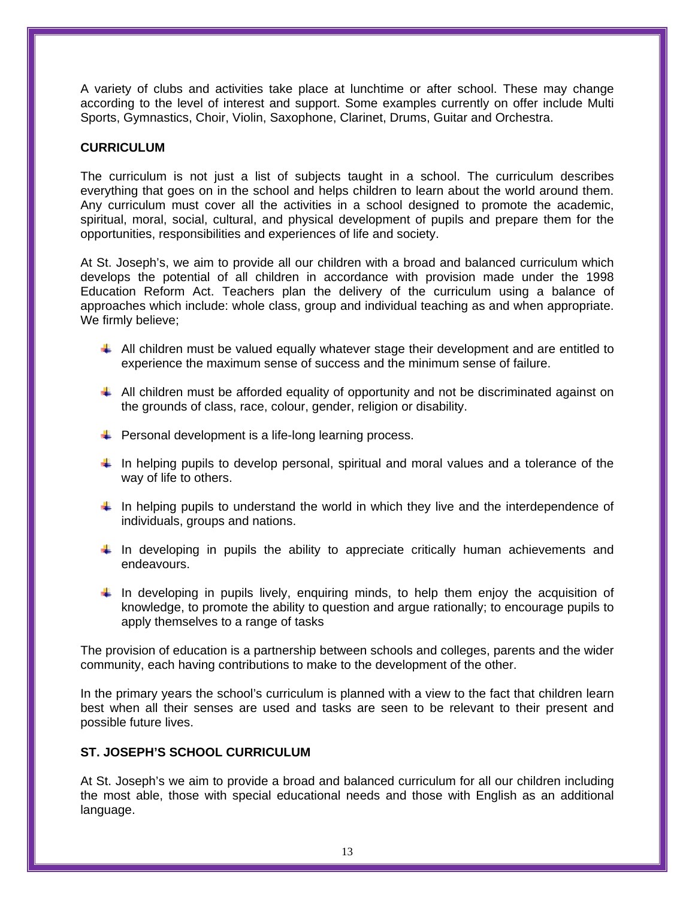A variety of clubs and activities take place at lunchtime or after school. These may change according to the level of interest and support. Some examples currently on offer include Multi Sports, Gymnastics, Choir, Violin, Saxophone, Clarinet, Drums, Guitar and Orchestra.

**CURRICULUM**

The curriculum is not just a list of subjects taught in a school. The curriculum describes everything that goes on in the school and helps children to learn about the world around them. Any curriculum must cover all the activities in a school designed to promote the academic, spiritual, moral, social, cultural, and physical development of pupils and prepare them for the opportunities, responsibilities and experiences of life and society.

At St. Joseph's, we aim to provide all our children with a broad and balanced curriculum which develops the potential of all children in accordance with provision made under the 1998 Education Reform Act. Teachers plan the delivery of the curriculum using a balance of approaches which include: whole class, group and individual teaching as and when appropriate. We firmly believe;

- All children must be valued equally whatever stage their development and are entitled to experience the maximum sense of success and the minimum sense of failure.
- All children must be afforded equality of opportunity and not be discriminated against on the grounds of class, race, colour, gender, religion or disability.
- Personal development is a life-long learning process.
- In helping pupils to develop personal, spiritual and moral values and a tolerance of the way of life to others.
- In helping pupils to understand the world in which they live and the interdependence of individuals, groups and nations.
- In developing in pupils the ability to appreciate critically human achievements and endeavours.
- In developing in pupils lively, enquiring minds, to help them enjoy the acquisition of knowledge, to promote the ability to question and argue rationally; to encourage pupils to apply themselves to a range of tasks

The provision of education is a partnership between schools and colleges, parents and the wider community, each having contributions to make to the development of the other.

In the primary years the school's curriculum is planned with a view to the fact that children learn best when all their senses are used and tasks are seen to be relevant to their present and possible future lives.

**ST. JOSEPH'S SCHOOL CURRICULUM**

At St. Joseph's we aim to provide a broad and balanced curriculum for all our children including the most able, those with special educational needs and those with English as an additional language.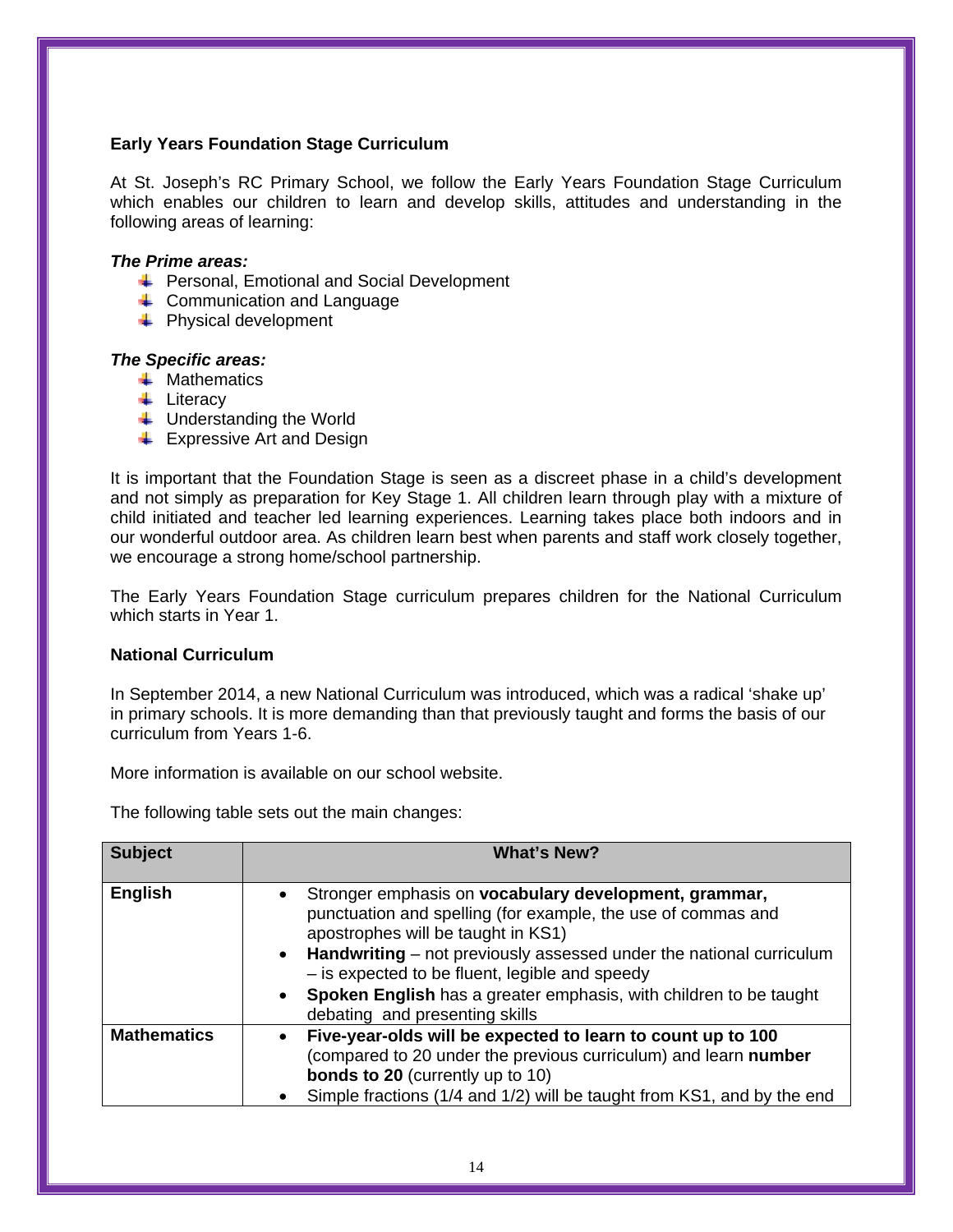## Early Years Foundation Stage Curriculum

At St. Joseph's RC Primary School, we follow the Early Years Foundation Stage Curriculum which enables our children to learn and develop skills, attitudes and understanding in the following areas of learning:

***The Prime areas:***

- Personal, Emotional and Social Development
- Communication and Language
- Physical development

***The Specific areas:***

- Mathematics
- Literacy
- Understanding the World
- Expressive Art and Design

It is important that the Foundation Stage is seen as a discreet phase in a child's development and not simply as preparation for Key Stage 1. All children learn through play with a mixture of child initiated and teacher led learning experiences. Learning takes place both indoors and in our wonderful outdoor area. As children learn best when parents and staff work closely together, we encourage a strong home/school partnership.

The Early Years Foundation Stage curriculum prepares children for the National Curriculum which starts in Year 1.

## National Curriculum

In September 2014, a new National Curriculum was introduced, which was a radical 'shake up' in primary schools. It is more demanding than that previously taught and forms the basis of our curriculum from Years 1-6.

More information is available on our school website.

The following table sets out the main changes:

| Subject | What's New? |
|---|---|
| **English** | • Stronger emphasis on **vocabulary development, grammar,** punctuation and spelling (for example, the use of commas and apostrophes will be taught in KS1)<br>• **Handwriting** – not previously assessed under the national curriculum – is expected to be fluent, legible and speedy<br>• **Spoken English** has a greater emphasis, with children to be taught debating and presenting skills |
| **Mathematics** | • **Five-year-olds will be expected to learn to count up to 100** (compared to 20 under the previous curriculum) and learn **number bonds to 20** (currently up to 10)<br>• Simple fractions (1/4 and 1/2) will be taught from KS1, and by the end |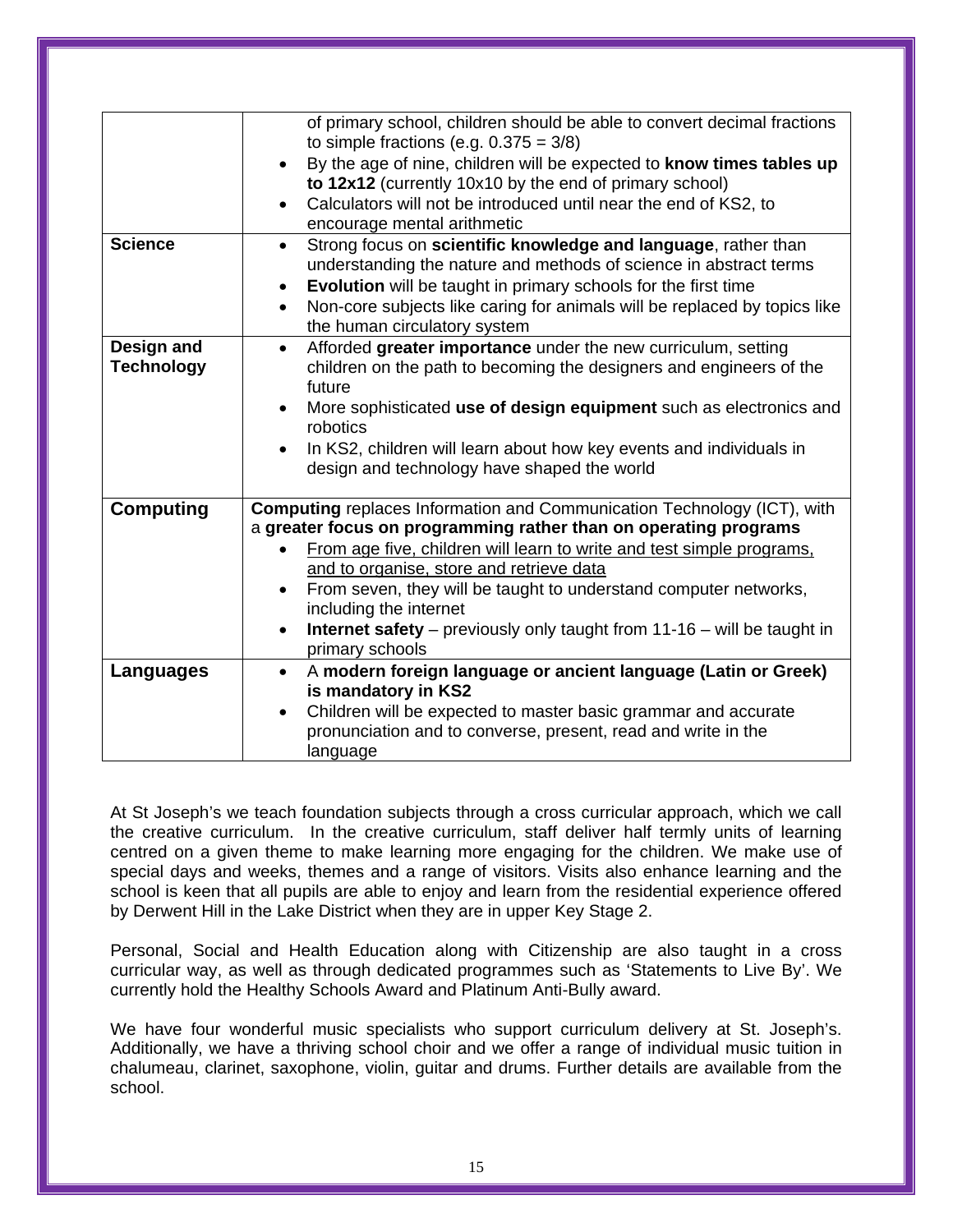| | |
|---|---|
| | of primary school, children should be able to convert decimal fractions to simple fractions (e.g. 0.375 = 3/8)<br>• By the age of nine, children will be expected to **know times tables up to 12x12** (currently 10x10 by the end of primary school)<br>• Calculators will not be introduced until near the end of KS2, to encourage mental arithmetic |
| **Science** | • Strong focus on **scientific knowledge and language**, rather than understanding the nature and methods of science in abstract terms<br>• **Evolution** will be taught in primary schools for the first time<br>• Non-core subjects like caring for animals will be replaced by topics like the human circulatory system |
| **Design and Technology** | • Afforded **greater importance** under the new curriculum, setting children on the path to becoming the designers and engineers of the future<br>• More sophisticated **use of design equipment** such as electronics and robotics<br>• In KS2, children will learn about how key events and individuals in design and technology have shaped the world |
| **Computing** | **Computing** replaces Information and Communication Technology (ICT), with a **greater focus on programming rather than on operating programs**<br>• <u>From age five, children will learn to write and test simple programs, and to organise, store and retrieve data</u><br>• From seven, they will be taught to understand computer networks, including the internet<br>• **Internet safety** – previously only taught from 11-16 – will be taught in primary schools |
| **Languages** | • A **modern foreign language or ancient language (Latin or Greek) is mandatory in KS2**<br>• Children will be expected to master basic grammar and accurate pronunciation and to converse, present, read and write in the language |

At St Joseph's we teach foundation subjects through a cross curricular approach, which we call the creative curriculum. In the creative curriculum, staff deliver half termly units of learning centred on a given theme to make learning more engaging for the children. We make use of special days and weeks, themes and a range of visitors. Visits also enhance learning and the school is keen that all pupils are able to enjoy and learn from the residential experience offered by Derwent Hill in the Lake District when they are in upper Key Stage 2.

Personal, Social and Health Education along with Citizenship are also taught in a cross curricular way, as well as through dedicated programmes such as 'Statements to Live By'. We currently hold the Healthy Schools Award and Platinum Anti-Bully award.

We have four wonderful music specialists who support curriculum delivery at St. Joseph's. Additionally, we have a thriving school choir and we offer a range of individual music tuition in chalumeau, clarinet, saxophone, violin, guitar and drums. Further details are available from the school.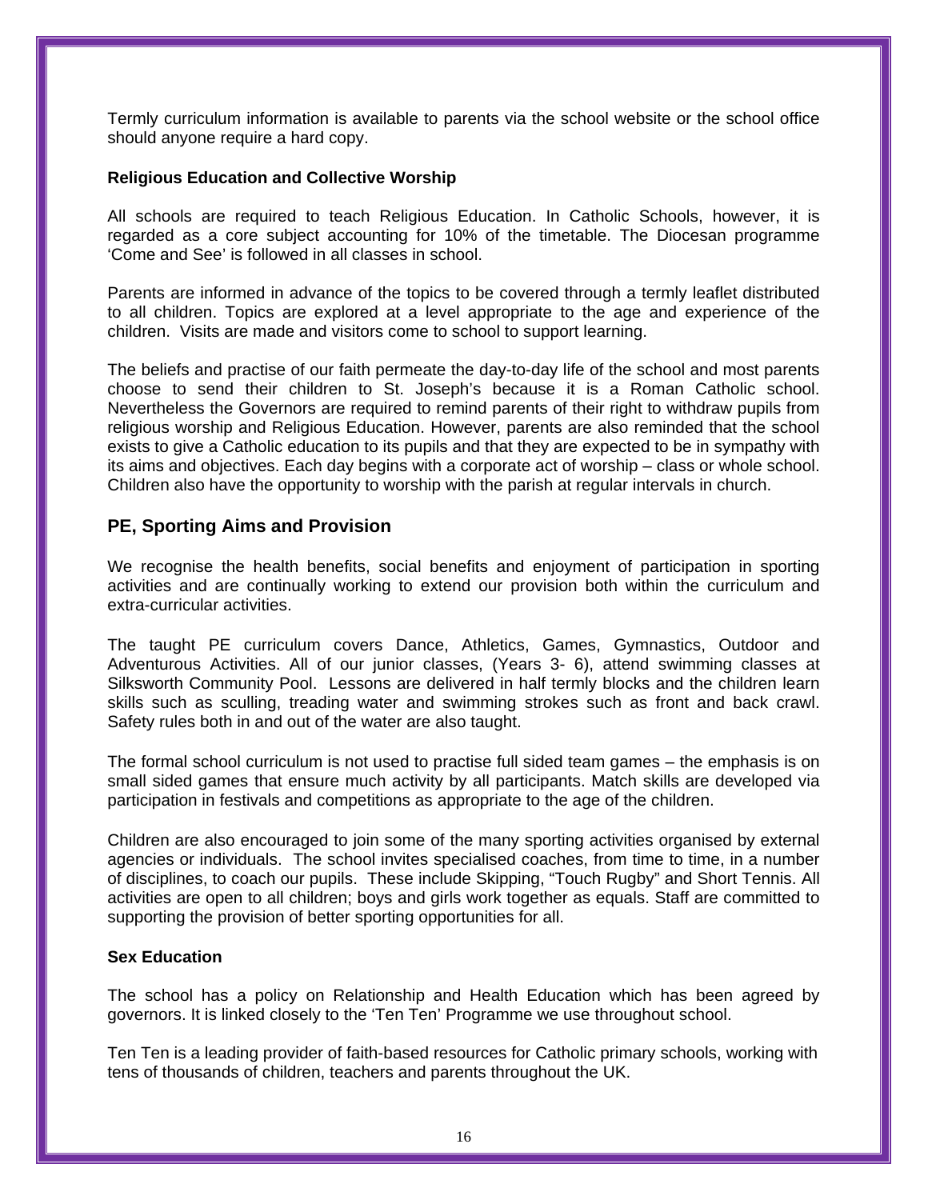Termly curriculum information is available to parents via the school website or the school office should anyone require a hard copy.

### Religious Education and Collective Worship

All schools are required to teach Religious Education. In Catholic Schools, however, it is regarded as a core subject accounting for 10% of the timetable. The Diocesan programme 'Come and See' is followed in all classes in school.

Parents are informed in advance of the topics to be covered through a termly leaflet distributed to all children. Topics are explored at a level appropriate to the age and experience of the children. Visits are made and visitors come to school to support learning.

The beliefs and practise of our faith permeate the day-to-day life of the school and most parents choose to send their children to St. Joseph's because it is a Roman Catholic school. Nevertheless the Governors are required to remind parents of their right to withdraw pupils from religious worship and Religious Education. However, parents are also reminded that the school exists to give a Catholic education to its pupils and that they are expected to be in sympathy with its aims and objectives. Each day begins with a corporate act of worship – class or whole school. Children also have the opportunity to worship with the parish at regular intervals in church.

## PE, Sporting Aims and Provision

We recognise the health benefits, social benefits and enjoyment of participation in sporting activities and are continually working to extend our provision both within the curriculum and extra-curricular activities.

The taught PE curriculum covers Dance, Athletics, Games, Gymnastics, Outdoor and Adventurous Activities. All of our junior classes, (Years 3- 6), attend swimming classes at Silksworth Community Pool. Lessons are delivered in half termly blocks and the children learn skills such as sculling, treading water and swimming strokes such as front and back crawl. Safety rules both in and out of the water are also taught.

The formal school curriculum is not used to practise full sided team games – the emphasis is on small sided games that ensure much activity by all participants. Match skills are developed via participation in festivals and competitions as appropriate to the age of the children.

Children are also encouraged to join some of the many sporting activities organised by external agencies or individuals. The school invites specialised coaches, from time to time, in a number of disciplines, to coach our pupils. These include Skipping, "Touch Rugby" and Short Tennis. All activities are open to all children; boys and girls work together as equals. Staff are committed to supporting the provision of better sporting opportunities for all.

### Sex Education

The school has a policy on Relationship and Health Education which has been agreed by governors. It is linked closely to the 'Ten Ten' Programme we use throughout school.

Ten Ten is a leading provider of faith-based resources for Catholic primary schools, working with tens of thousands of children, teachers and parents throughout the UK.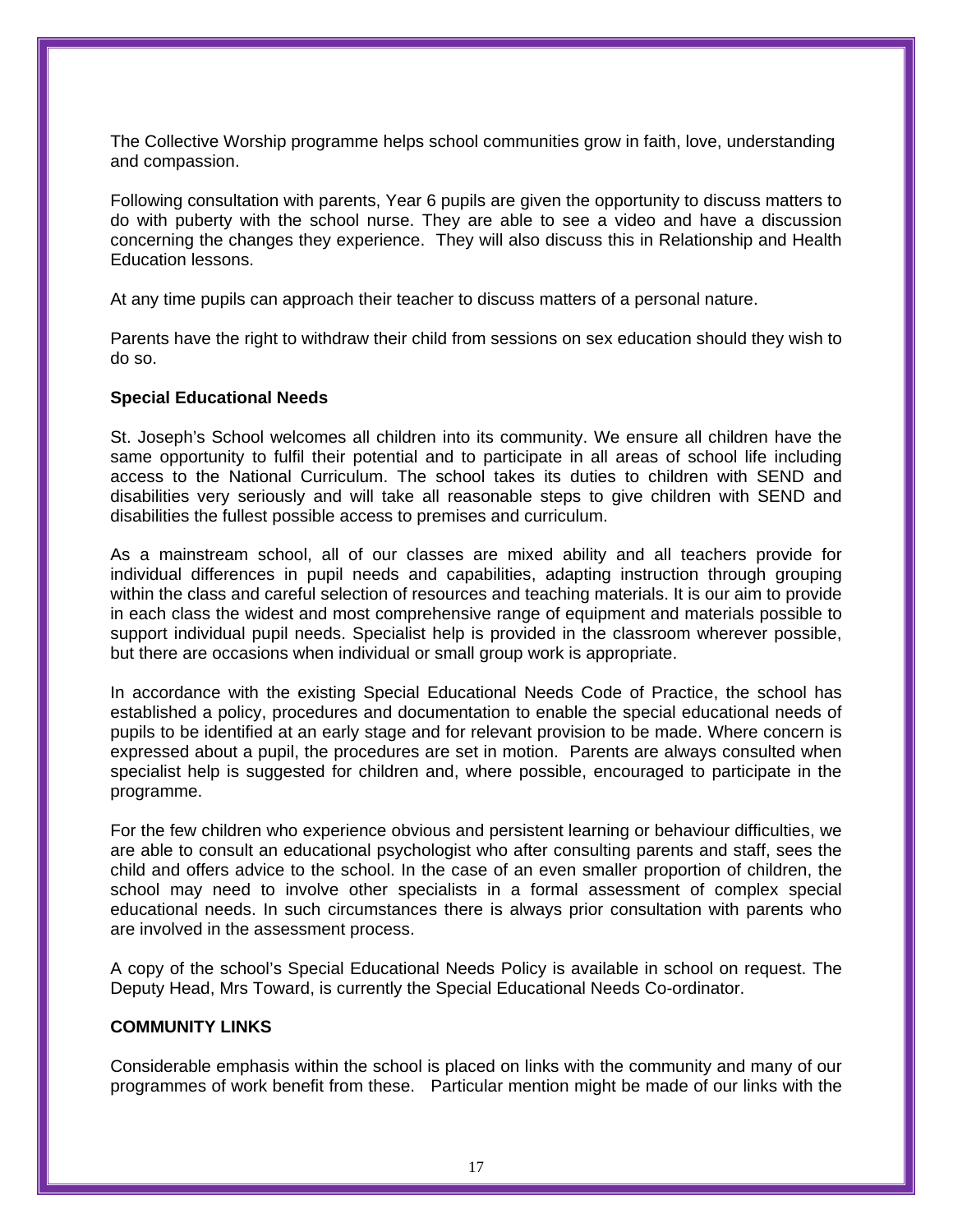The Collective Worship programme helps school communities grow in faith, love, understanding and compassion.

Following consultation with parents, Year 6 pupils are given the opportunity to discuss matters to do with puberty with the school nurse. They are able to see a video and have a discussion concerning the changes they experience. They will also discuss this in Relationship and Health Education lessons.

At any time pupils can approach their teacher to discuss matters of a personal nature.

Parents have the right to withdraw their child from sessions on sex education should they wish to do so.

**Special Educational Needs**

St. Joseph's School welcomes all children into its community. We ensure all children have the same opportunity to fulfil their potential and to participate in all areas of school life including access to the National Curriculum. The school takes its duties to children with SEND and disabilities very seriously and will take all reasonable steps to give children with SEND and disabilities the fullest possible access to premises and curriculum.

As a mainstream school, all of our classes are mixed ability and all teachers provide for individual differences in pupil needs and capabilities, adapting instruction through grouping within the class and careful selection of resources and teaching materials. It is our aim to provide in each class the widest and most comprehensive range of equipment and materials possible to support individual pupil needs. Specialist help is provided in the classroom wherever possible, but there are occasions when individual or small group work is appropriate.

In accordance with the existing Special Educational Needs Code of Practice, the school has established a policy, procedures and documentation to enable the special educational needs of pupils to be identified at an early stage and for relevant provision to be made. Where concern is expressed about a pupil, the procedures are set in motion. Parents are always consulted when specialist help is suggested for children and, where possible, encouraged to participate in the programme.

For the few children who experience obvious and persistent learning or behaviour difficulties, we are able to consult an educational psychologist who after consulting parents and staff, sees the child and offers advice to the school. In the case of an even smaller proportion of children, the school may need to involve other specialists in a formal assessment of complex special educational needs. In such circumstances there is always prior consultation with parents who are involved in the assessment process.

A copy of the school's Special Educational Needs Policy is available in school on request. The Deputy Head, Mrs Toward, is currently the Special Educational Needs Co-ordinator.

**COMMUNITY LINKS**

Considerable emphasis within the school is placed on links with the community and many of our programmes of work benefit from these. Particular mention might be made of our links with the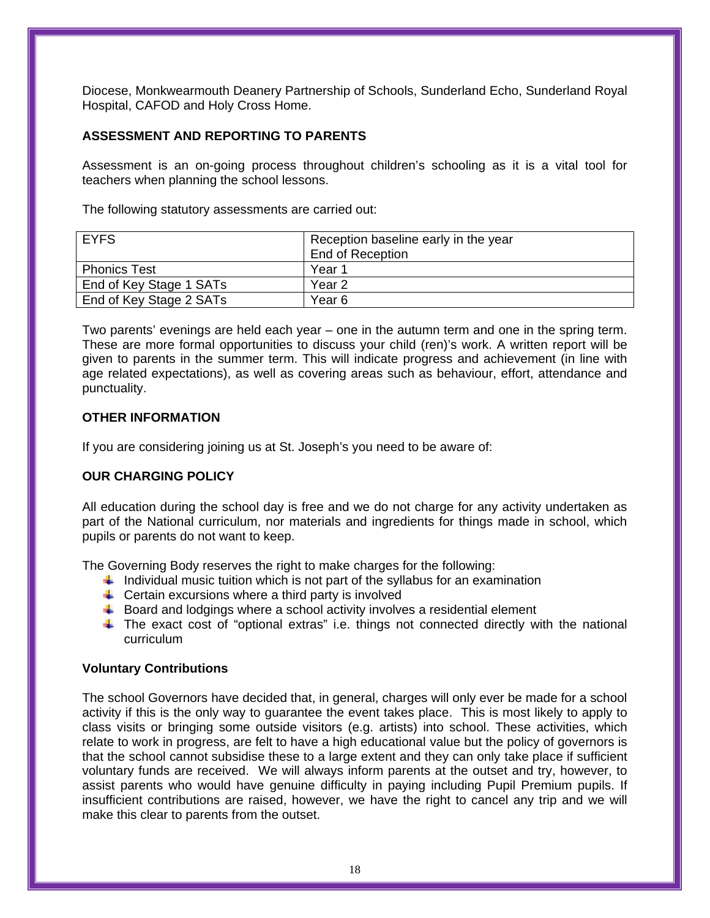Diocese, Monkwearmouth Deanery Partnership of Schools, Sunderland Echo, Sunderland Royal Hospital, CAFOD and Holy Cross Home.

## ASSESSMENT AND REPORTING TO PARENTS

Assessment is an on-going process throughout children's schooling as it is a vital tool for teachers when planning the school lessons.

The following statutory assessments are carried out:

| EYFS | Reception baseline early in the year<br>End of Reception |
|---|---|
| Phonics Test | Year 1 |
| End of Key Stage 1 SATs | Year 2 |
| End of Key Stage 2 SATs | Year 6 |

Two parents' evenings are held each year – one in the autumn term and one in the spring term. These are more formal opportunities to discuss your child (ren)'s work. A written report will be given to parents in the summer term. This will indicate progress and achievement (in line with age related expectations), as well as covering areas such as behaviour, effort, attendance and punctuality.

## OTHER INFORMATION

If you are considering joining us at St. Joseph's you need to be aware of:

## OUR CHARGING POLICY

All education during the school day is free and we do not charge for any activity undertaken as part of the National curriculum, nor materials and ingredients for things made in school, which pupils or parents do not want to keep.

The Governing Body reserves the right to make charges for the following:

- Individual music tuition which is not part of the syllabus for an examination
- Certain excursions where a third party is involved
- Board and lodgings where a school activity involves a residential element
- The exact cost of "optional extras" i.e. things not connected directly with the national curriculum

### Voluntary Contributions

The school Governors have decided that, in general, charges will only ever be made for a school activity if this is the only way to guarantee the event takes place. This is most likely to apply to class visits or bringing some outside visitors (e.g. artists) into school. These activities, which relate to work in progress, are felt to have a high educational value but the policy of governors is that the school cannot subsidise these to a large extent and they can only take place if sufficient voluntary funds are received. We will always inform parents at the outset and try, however, to assist parents who would have genuine difficulty in paying including Pupil Premium pupils. If insufficient contributions are raised, however, we have the right to cancel any trip and we will make this clear to parents from the outset.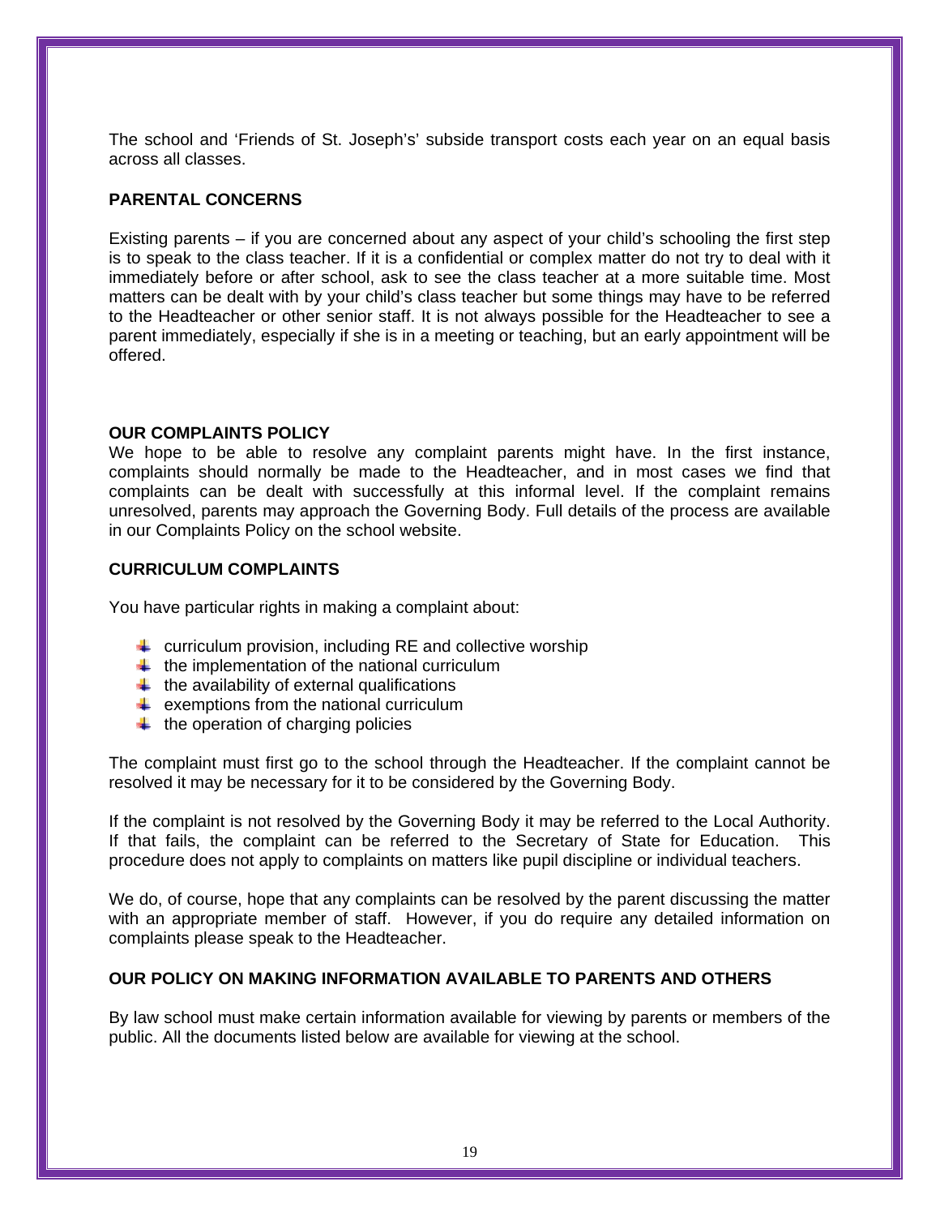The school and 'Friends of St. Joseph's' subside transport costs each year on an equal basis across all classes.

## PARENTAL CONCERNS

Existing parents – if you are concerned about any aspect of your child's schooling the first step is to speak to the class teacher. If it is a confidential or complex matter do not try to deal with it immediately before or after school, ask to see the class teacher at a more suitable time. Most matters can be dealt with by your child's class teacher but some things may have to be referred to the Headteacher or other senior staff. It is not always possible for the Headteacher to see a parent immediately, especially if she is in a meeting or teaching, but an early appointment will be offered.

## OUR COMPLAINTS POLICY

We hope to be able to resolve any complaint parents might have. In the first instance, complaints should normally be made to the Headteacher, and in most cases we find that complaints can be dealt with successfully at this informal level. If the complaint remains unresolved, parents may approach the Governing Body. Full details of the process are available in our Complaints Policy on the school website.

## CURRICULUM COMPLAINTS

You have particular rights in making a complaint about:

- curriculum provision, including RE and collective worship
- the implementation of the national curriculum
- the availability of external qualifications
- exemptions from the national curriculum
- the operation of charging policies

The complaint must first go to the school through the Headteacher. If the complaint cannot be resolved it may be necessary for it to be considered by the Governing Body.

If the complaint is not resolved by the Governing Body it may be referred to the Local Authority. If that fails, the complaint can be referred to the Secretary of State for Education. This procedure does not apply to complaints on matters like pupil discipline or individual teachers.

We do, of course, hope that any complaints can be resolved by the parent discussing the matter with an appropriate member of staff. However, if you do require any detailed information on complaints please speak to the Headteacher.

## OUR POLICY ON MAKING INFORMATION AVAILABLE TO PARENTS AND OTHERS

By law school must make certain information available for viewing by parents or members of the public. All the documents listed below are available for viewing at the school.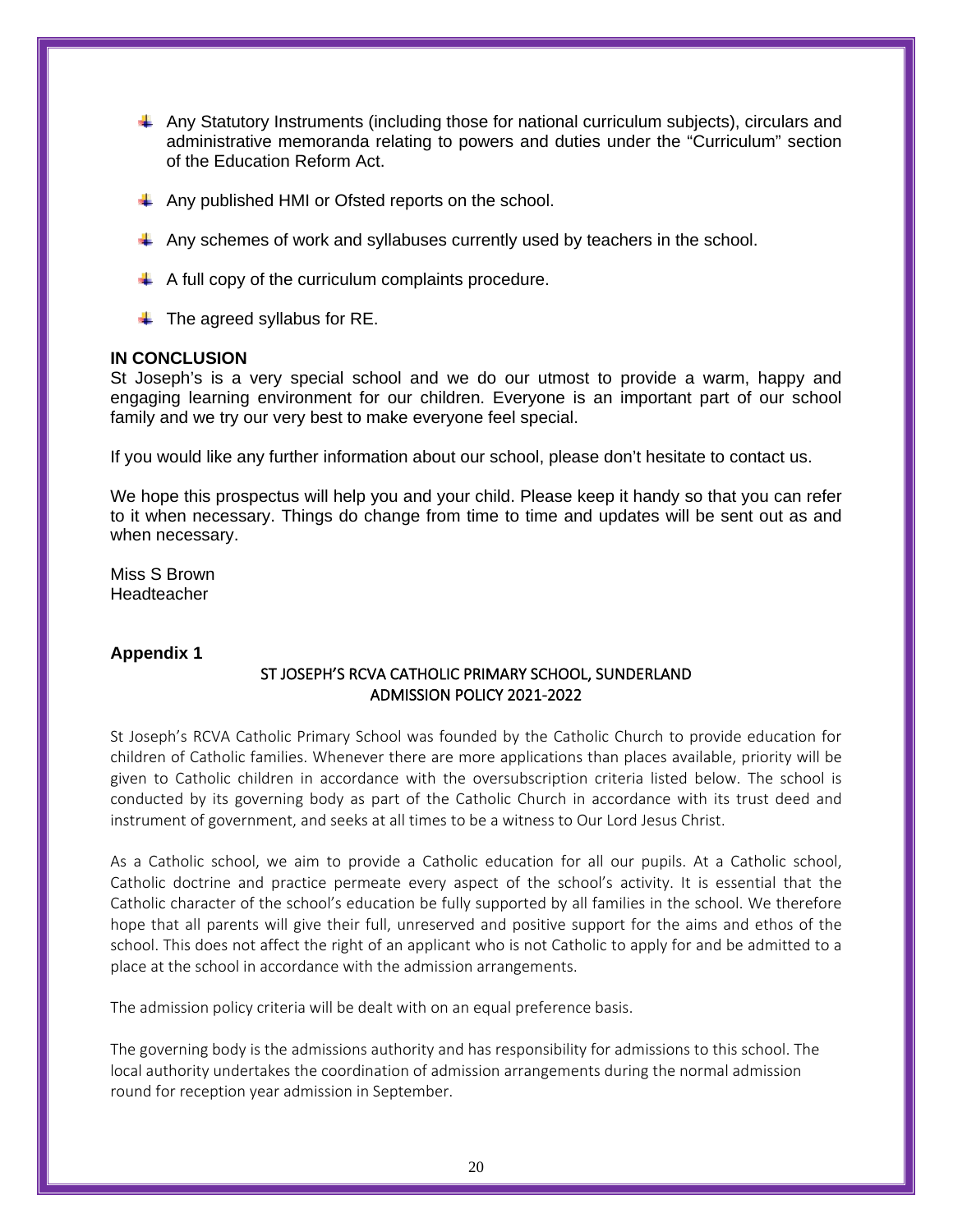- Any Statutory Instruments (including those for national curriculum subjects), circulars and administrative memoranda relating to powers and duties under the "Curriculum" section of the Education Reform Act.
- Any published HMI or Ofsted reports on the school.
- Any schemes of work and syllabuses currently used by teachers in the school.
- A full copy of the curriculum complaints procedure.
- The agreed syllabus for RE.

**IN CONCLUSION**

St Joseph's is a very special school and we do our utmost to provide a warm, happy and engaging learning environment for our children. Everyone is an important part of our school family and we try our very best to make everyone feel special.

If you would like any further information about our school, please don't hesitate to contact us.

We hope this prospectus will help you and your child. Please keep it handy so that you can refer to it when necessary. Things do change from time to time and updates will be sent out as and when necessary.

Miss S Brown
Headteacher

**Appendix 1**

ST JOSEPH'S RCVA CATHOLIC PRIMARY SCHOOL, SUNDERLAND
ADMISSION POLICY 2021-2022

St Joseph's RCVA Catholic Primary School was founded by the Catholic Church to provide education for children of Catholic families. Whenever there are more applications than places available, priority will be given to Catholic children in accordance with the oversubscription criteria listed below. The school is conducted by its governing body as part of the Catholic Church in accordance with its trust deed and instrument of government, and seeks at all times to be a witness to Our Lord Jesus Christ.

As a Catholic school, we aim to provide a Catholic education for all our pupils. At a Catholic school, Catholic doctrine and practice permeate every aspect of the school's activity. It is essential that the Catholic character of the school's education be fully supported by all families in the school. We therefore hope that all parents will give their full, unreserved and positive support for the aims and ethos of the school. This does not affect the right of an applicant who is not Catholic to apply for and be admitted to a place at the school in accordance with the admission arrangements.

The admission policy criteria will be dealt with on an equal preference basis.

The governing body is the admissions authority and has responsibility for admissions to this school. The local authority undertakes the coordination of admission arrangements during the normal admission round for reception year admission in September.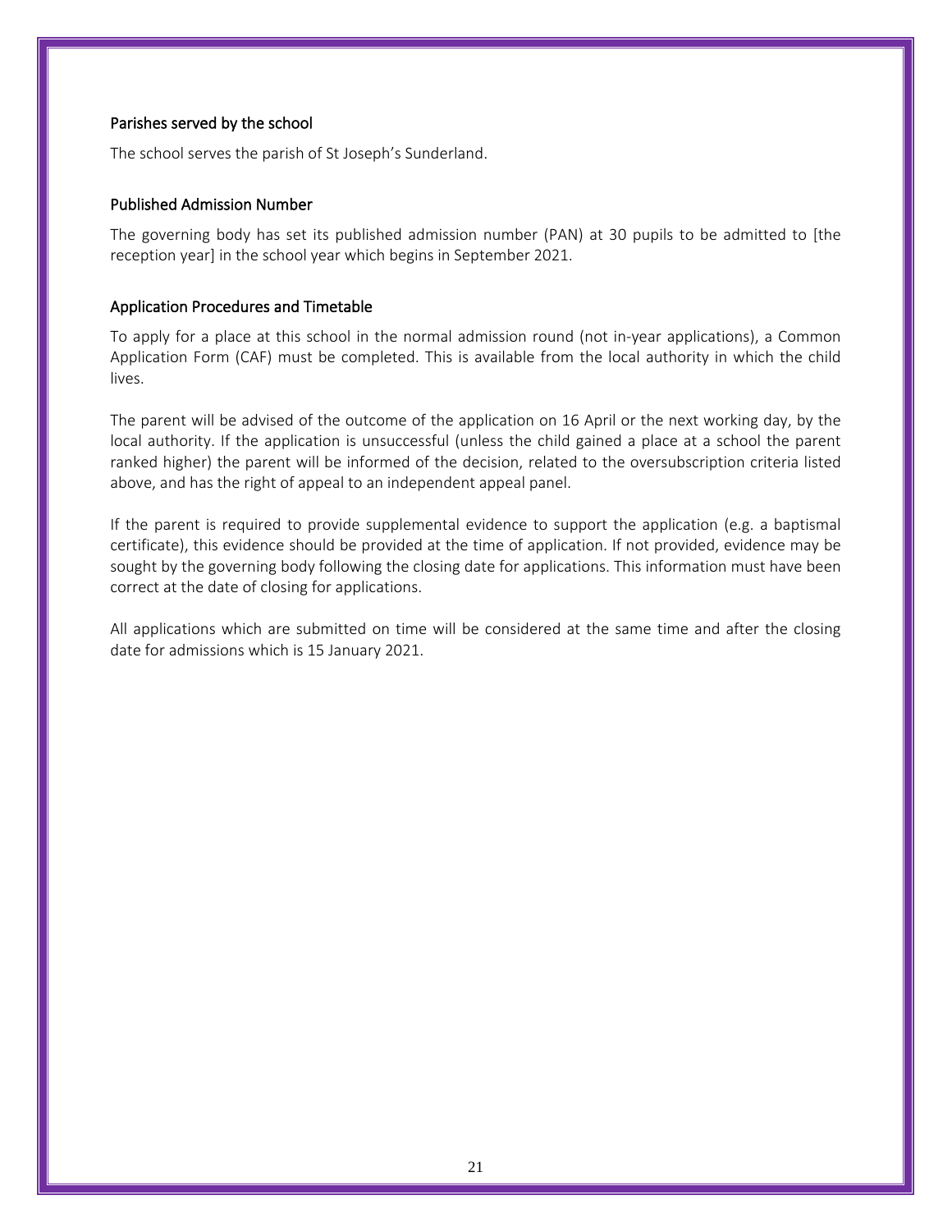### Parishes served by the school

The school serves the parish of St Joseph's Sunderland.

### Published Admission Number

The governing body has set its published admission number (PAN) at 30 pupils to be admitted to [the reception year] in the school year which begins in September 2021.

### Application Procedures and Timetable

To apply for a place at this school in the normal admission round (not in-year applications), a Common Application Form (CAF) must be completed. This is available from the local authority in which the child lives.

The parent will be advised of the outcome of the application on 16 April or the next working day, by the local authority. If the application is unsuccessful (unless the child gained a place at a school the parent ranked higher) the parent will be informed of the decision, related to the oversubscription criteria listed above, and has the right of appeal to an independent appeal panel.

If the parent is required to provide supplemental evidence to support the application (e.g. a baptismal certificate), this evidence should be provided at the time of application. If not provided, evidence may be sought by the governing body following the closing date for applications. This information must have been correct at the date of closing for applications.

All applications which are submitted on time will be considered at the same time and after the closing date for admissions which is 15 January 2021.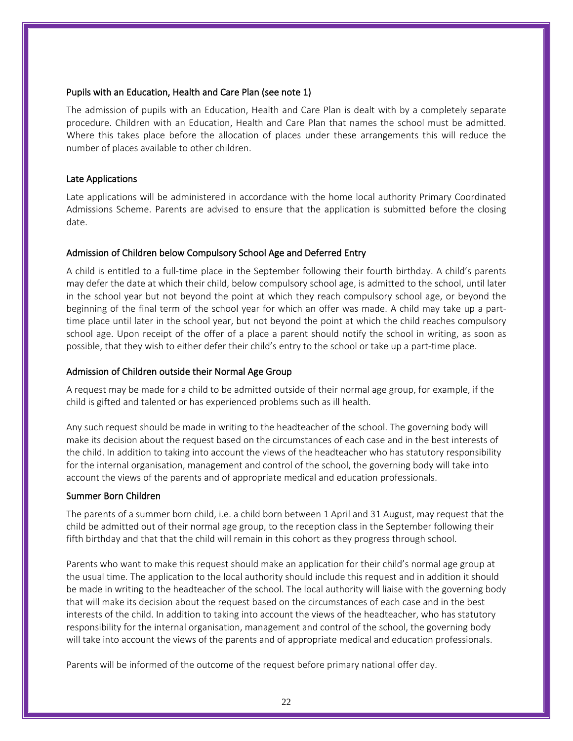## Pupils with an Education, Health and Care Plan (see note 1)

The admission of pupils with an Education, Health and Care Plan is dealt with by a completely separate procedure. Children with an Education, Health and Care Plan that names the school must be admitted. Where this takes place before the allocation of places under these arrangements this will reduce the number of places available to other children.

## Late Applications

Late applications will be administered in accordance with the home local authority Primary Coordinated Admissions Scheme. Parents are advised to ensure that the application is submitted before the closing date.

## Admission of Children below Compulsory School Age and Deferred Entry

A child is entitled to a full-time place in the September following their fourth birthday. A child's parents may defer the date at which their child, below compulsory school age, is admitted to the school, until later in the school year but not beyond the point at which they reach compulsory school age, or beyond the beginning of the final term of the school year for which an offer was made. A child may take up a part-time place until later in the school year, but not beyond the point at which the child reaches compulsory school age. Upon receipt of the offer of a place a parent should notify the school in writing, as soon as possible, that they wish to either defer their child's entry to the school or take up a part-time place.

## Admission of Children outside their Normal Age Group

A request may be made for a child to be admitted outside of their normal age group, for example, if the child is gifted and talented or has experienced problems such as ill health.

Any such request should be made in writing to the headteacher of the school. The governing body will make its decision about the request based on the circumstances of each case and in the best interests of the child. In addition to taking into account the views of the headteacher who has statutory responsibility for the internal organisation, management and control of the school, the governing body will take into account the views of the parents and of appropriate medical and education professionals.

## Summer Born Children

The parents of a summer born child, i.e. a child born between 1 April and 31 August, may request that the child be admitted out of their normal age group, to the reception class in the September following their fifth birthday and that that the child will remain in this cohort as they progress through school.

Parents who want to make this request should make an application for their child's normal age group at the usual time. The application to the local authority should include this request and in addition it should be made in writing to the headteacher of the school. The local authority will liaise with the governing body that will make its decision about the request based on the circumstances of each case and in the best interests of the child. In addition to taking into account the views of the headteacher, who has statutory responsibility for the internal organisation, management and control of the school, the governing body will take into account the views of the parents and of appropriate medical and education professionals.

Parents will be informed of the outcome of the request before primary national offer day.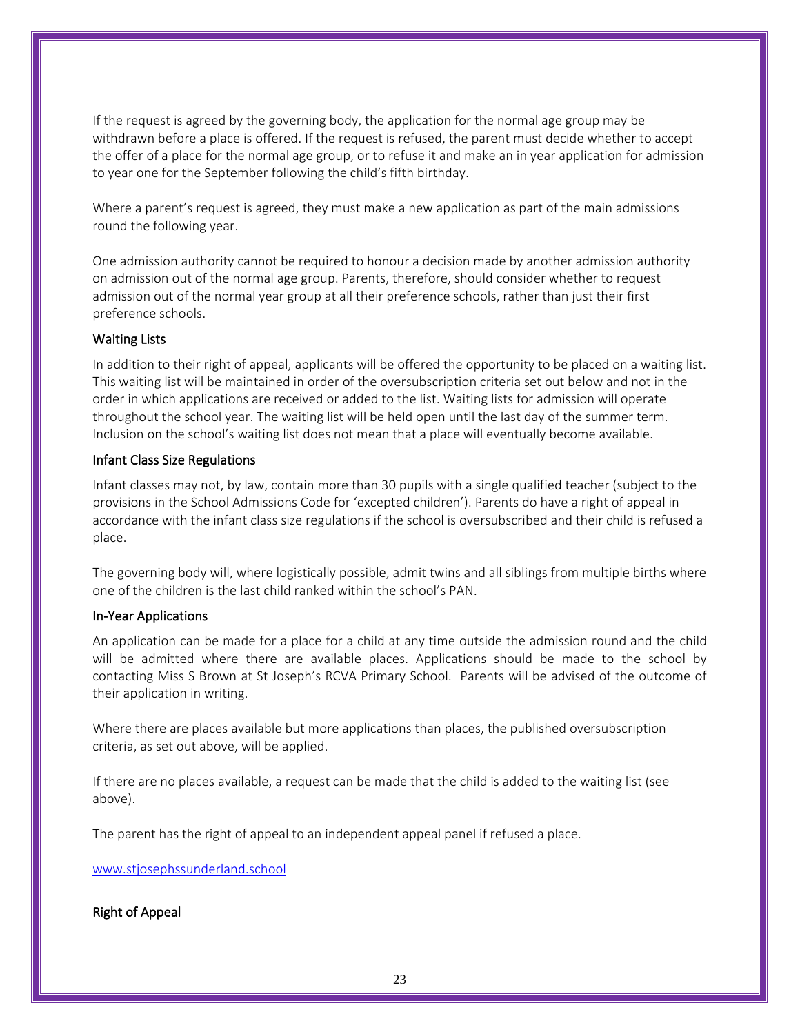If the request is agreed by the governing body, the application for the normal age group may be withdrawn before a place is offered. If the request is refused, the parent must decide whether to accept the offer of a place for the normal age group, or to refuse it and make an in year application for admission to year one for the September following the child's fifth birthday.

Where a parent's request is agreed, they must make a new application as part of the main admissions round the following year.

One admission authority cannot be required to honour a decision made by another admission authority on admission out of the normal age group. Parents, therefore, should consider whether to request admission out of the normal year group at all their preference schools, rather than just their first preference schools.

### Waiting Lists

In addition to their right of appeal, applicants will be offered the opportunity to be placed on a waiting list. This waiting list will be maintained in order of the oversubscription criteria set out below and not in the order in which applications are received or added to the list. Waiting lists for admission will operate throughout the school year. The waiting list will be held open until the last day of the summer term. Inclusion on the school's waiting list does not mean that a place will eventually become available.

### Infant Class Size Regulations

Infant classes may not, by law, contain more than 30 pupils with a single qualified teacher (subject to the provisions in the School Admissions Code for 'excepted children'). Parents do have a right of appeal in accordance with the infant class size regulations if the school is oversubscribed and their child is refused a place.

The governing body will, where logistically possible, admit twins and all siblings from multiple births where one of the children is the last child ranked within the school's PAN.

### In-Year Applications

An application can be made for a place for a child at any time outside the admission round and the child will be admitted where there are available places. Applications should be made to the school by contacting Miss S Brown at St Joseph's RCVA Primary School. Parents will be advised of the outcome of their application in writing.

Where there are places available but more applications than places, the published oversubscription criteria, as set out above, will be applied.

If there are no places available, a request can be made that the child is added to the waiting list (see above).

The parent has the right of appeal to an independent appeal panel if refused a place.

[www.stjosephssunderland.school](http://www.stjosephssunderland.school)

### Right of Appeal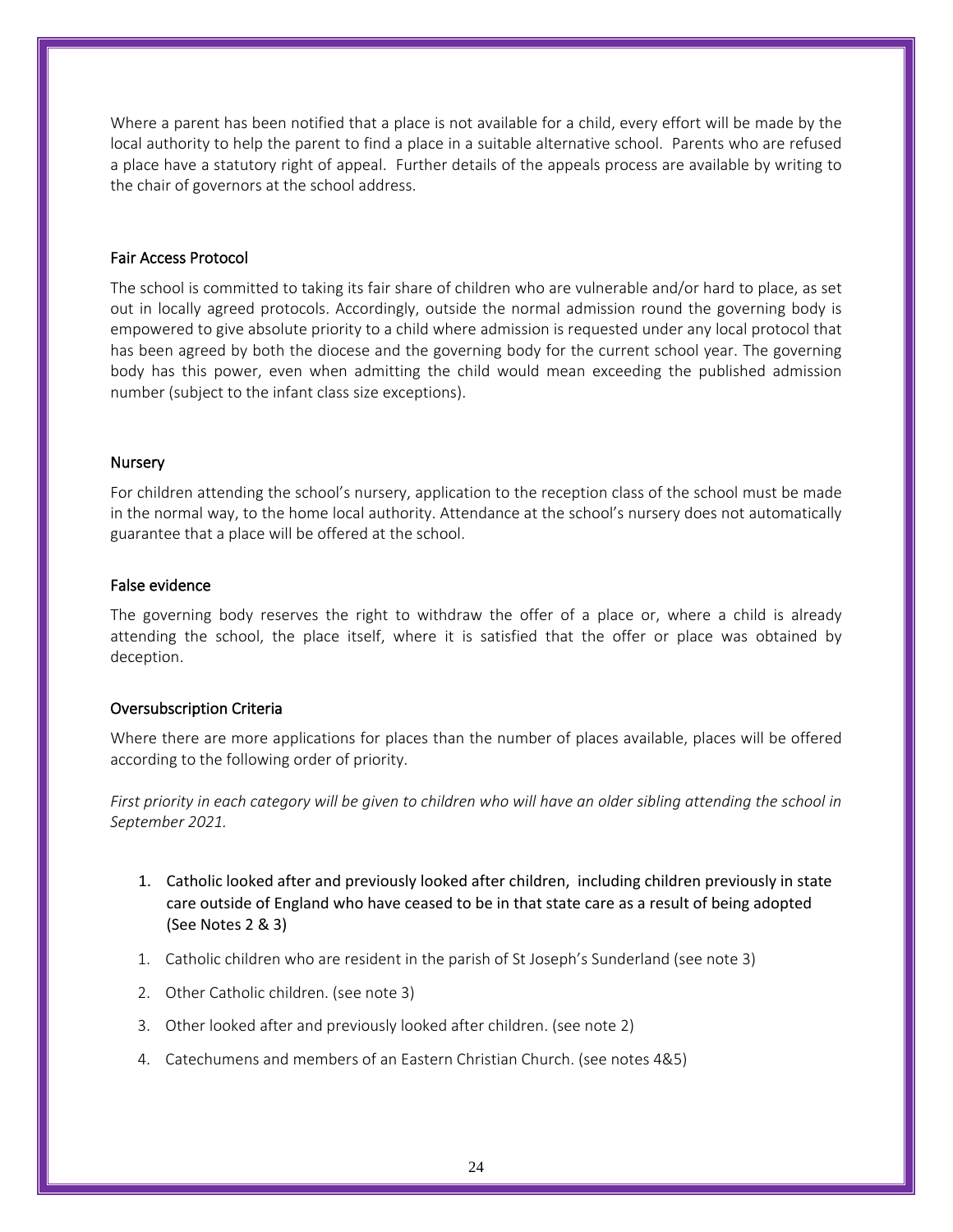Where a parent has been notified that a place is not available for a child, every effort will be made by the local authority to help the parent to find a place in a suitable alternative school. Parents who are refused a place have a statutory right of appeal. Further details of the appeals process are available by writing to the chair of governors at the school address.

### Fair Access Protocol

The school is committed to taking its fair share of children who are vulnerable and/or hard to place, as set out in locally agreed protocols. Accordingly, outside the normal admission round the governing body is empowered to give absolute priority to a child where admission is requested under any local protocol that has been agreed by both the diocese and the governing body for the current school year. The governing body has this power, even when admitting the child would mean exceeding the published admission number (subject to the infant class size exceptions).

### Nursery

For children attending the school's nursery, application to the reception class of the school must be made in the normal way, to the home local authority. Attendance at the school's nursery does not automatically guarantee that a place will be offered at the school.

### False evidence

The governing body reserves the right to withdraw the offer of a place or, where a child is already attending the school, the place itself, where it is satisfied that the offer or place was obtained by deception.

### Oversubscription Criteria

Where there are more applications for places than the number of places available, places will be offered according to the following order of priority.

*First priority in each category will be given to children who will have an older sibling attending the school in September 2021.*

1. Catholic looked after and previously looked after children, including children previously in state care outside of England who have ceased to be in that state care as a result of being adopted (See Notes 2 & 3)

1. Catholic children who are resident in the parish of St Joseph's Sunderland (see note 3)
2. Other Catholic children. (see note 3)
3. Other looked after and previously looked after children. (see note 2)
4. Catechumens and members of an Eastern Christian Church. (see notes 4&5)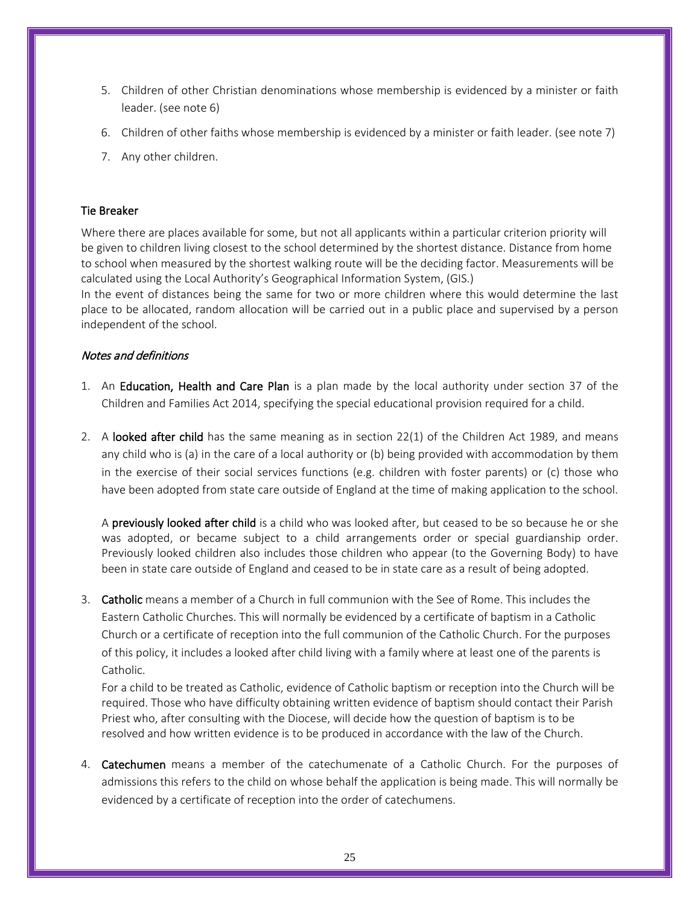5. Children of other Christian denominations whose membership is evidenced by a minister or faith leader. (see note 6)
6. Children of other faiths whose membership is evidenced by a minister or faith leader. (see note 7)
7. Any other children.

## Tie Breaker

Where there are places available for some, but not all applicants within a particular criterion priority will be given to children living closest to the school determined by the shortest distance. Distance from home to school when measured by the shortest walking route will be the deciding factor. Measurements will be calculated using the Local Authority's Geographical Information System, (GIS.)

In the event of distances being the same for two or more children where this would determine the last place to be allocated, random allocation will be carried out in a public place and supervised by a person independent of the school.

### *Notes and definitions*

1. An **Education, Health and Care Plan** is a plan made by the local authority under section 37 of the Children and Families Act 2014, specifying the special educational provision required for a child.

2. A **looked after child** has the same meaning as in section 22(1) of the Children Act 1989, and means any child who is (a) in the care of a local authority or (b) being provided with accommodation by them in the exercise of their social services functions (e.g. children with foster parents) or (c) those who have been adopted from state care outside of England at the time of making application to the school.

   A **previously looked after child** is a child who was looked after, but ceased to be so because he or she was adopted, or became subject to a child arrangements order or special guardianship order. Previously looked children also includes those children who appear (to the Governing Body) to have been in state care outside of England and ceased to be in state care as a result of being adopted.

3. **Catholic** means a member of a Church in full communion with the See of Rome. This includes the Eastern Catholic Churches. This will normally be evidenced by a certificate of baptism in a Catholic Church or a certificate of reception into the full communion of the Catholic Church. For the purposes of this policy, it includes a looked after child living with a family where at least one of the parents is Catholic.

   For a child to be treated as Catholic, evidence of Catholic baptism or reception into the Church will be required. Those who have difficulty obtaining written evidence of baptism should contact their Parish Priest who, after consulting with the Diocese, will decide how the question of baptism is to be resolved and how written evidence is to be produced in accordance with the law of the Church.

4. **Catechumen** means a member of the catechumenate of a Catholic Church. For the purposes of admissions this refers to the child on whose behalf the application is being made. This will normally be evidenced by a certificate of reception into the order of catechumens.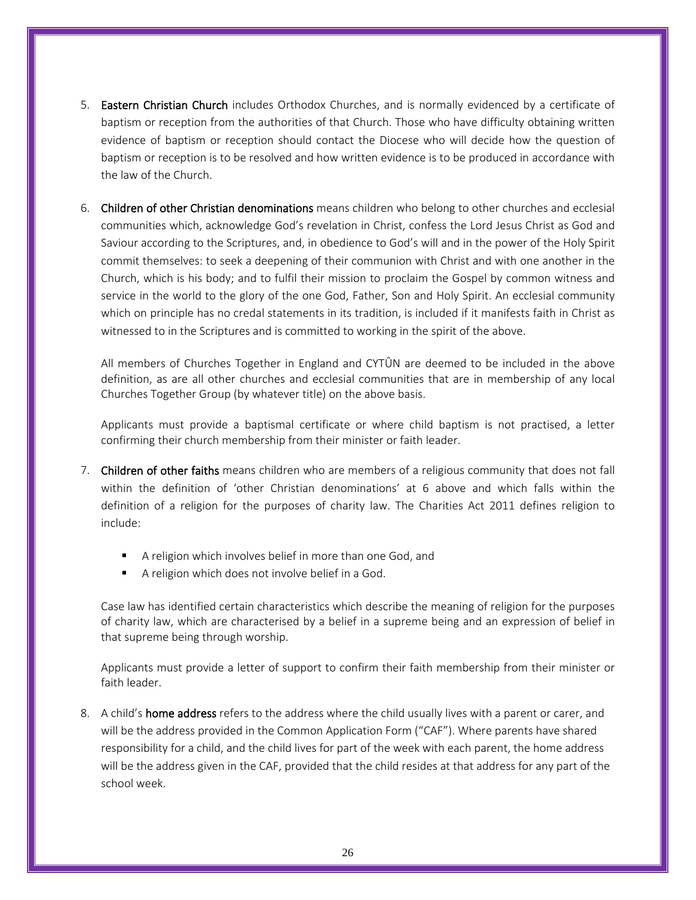5. **Eastern Christian Church** includes Orthodox Churches, and is normally evidenced by a certificate of baptism or reception from the authorities of that Church. Those who have difficulty obtaining written evidence of baptism or reception should contact the Diocese who will decide how the question of baptism or reception is to be resolved and how written evidence is to be produced in accordance with the law of the Church.

6. **Children of other Christian denominations** means children who belong to other churches and ecclesial communities which, acknowledge God's revelation in Christ, confess the Lord Jesus Christ as God and Saviour according to the Scriptures, and, in obedience to God's will and in the power of the Holy Spirit commit themselves: to seek a deepening of their communion with Christ and with one another in the Church, which is his body; and to fulfil their mission to proclaim the Gospel by common witness and service in the world to the glory of the one God, Father, Son and Holy Spirit. An ecclesial community which on principle has no credal statements in its tradition, is included if it manifests faith in Christ as witnessed to in the Scriptures and is committed to working in the spirit of the above.

   All members of Churches Together in England and CYTÛN are deemed to be included in the above definition, as are all other churches and ecclesial communities that are in membership of any local Churches Together Group (by whatever title) on the above basis.

   Applicants must provide a baptismal certificate or where child baptism is not practised, a letter confirming their church membership from their minister or faith leader.

7. **Children of other faiths** means children who are members of a religious community that does not fall within the definition of 'other Christian denominations' at 6 above and which falls within the definition of a religion for the purposes of charity law. The Charities Act 2011 defines religion to include:

   - A religion which involves belief in more than one God, and
   - A religion which does not involve belief in a God.

   Case law has identified certain characteristics which describe the meaning of religion for the purposes of charity law, which are characterised by a belief in a supreme being and an expression of belief in that supreme being through worship.

   Applicants must provide a letter of support to confirm their faith membership from their minister or faith leader.

8. A child's **home address** refers to the address where the child usually lives with a parent or carer, and will be the address provided in the Common Application Form ("CAF"). Where parents have shared responsibility for a child, and the child lives for part of the week with each parent, the home address will be the address given in the CAF, provided that the child resides at that address for any part of the school week.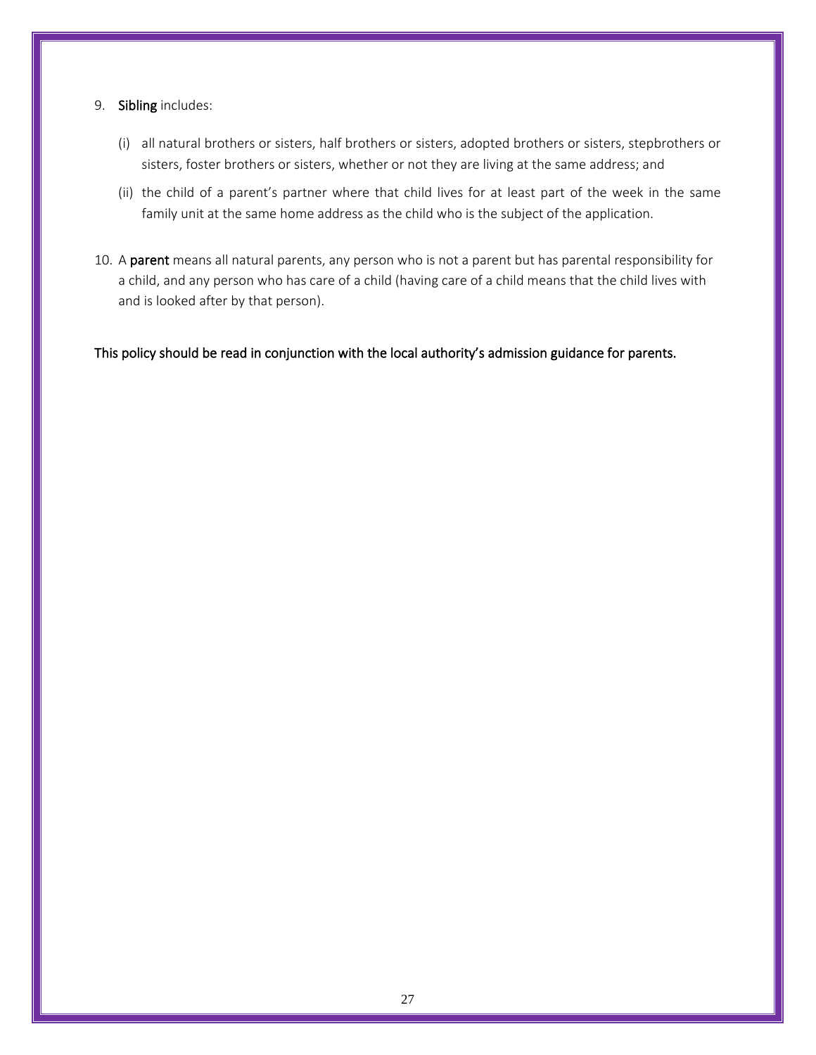9. **Sibling** includes:

   (i) all natural brothers or sisters, half brothers or sisters, adopted brothers or sisters, stepbrothers or sisters, foster brothers or sisters, whether or not they are living at the same address; and

   (ii) the child of a parent's partner where that child lives for at least part of the week in the same family unit at the same home address as the child who is the subject of the application.

10. A **parent** means all natural parents, any person who is not a parent but has parental responsibility for a child, and any person who has care of a child (having care of a child means that the child lives with and is looked after by that person).

**This policy should be read in conjunction with the local authority's admission guidance for parents.**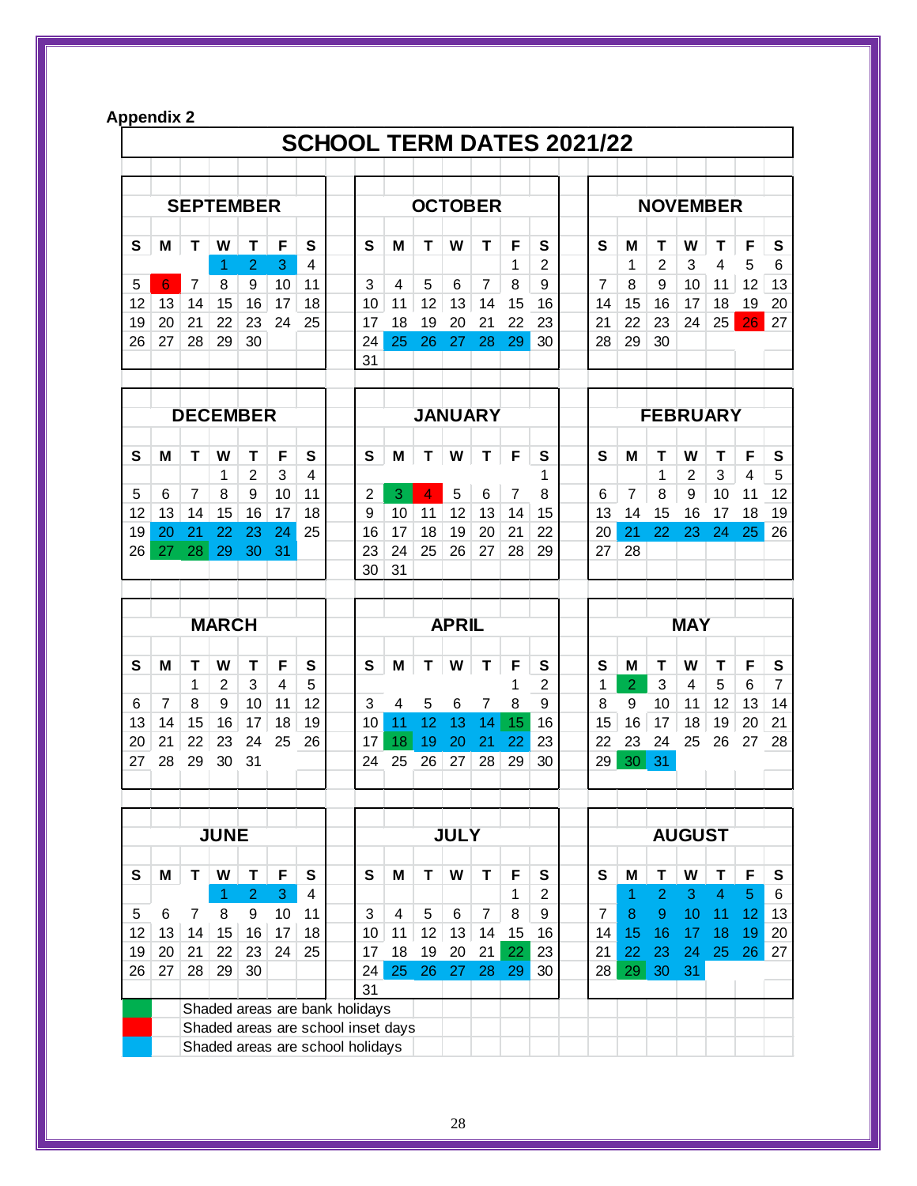**Appendix 2**

# SCHOOL TERM DATES 2021/22

## SEPTEMBER

| S | M | T | W | T | F | S |
|---|---|---|---|---|---|---|
| | | | 1 | 2 | 3 | 4 |
| 5 | 6 | 7 | 8 | 9 | 10 | 11 |
| 12 | 13 | 14 | 15 | 16 | 17 | 18 |
| 19 | 20 | 21 | 22 | 23 | 24 | 25 |
| 26 | 27 | 28 | 29 | 30 | | |

## OCTOBER

| S | M | T | W | T | F | S |
|---|---|---|---|---|---|---|
| | | | | | 1 | 2 |
| 3 | 4 | 5 | 6 | 7 | 8 | 9 |
| 10 | 11 | 12 | 13 | 14 | 15 | 16 |
| 17 | 18 | 19 | 20 | 21 | 22 | 23 |
| 24 | 25 | 26 | 27 | 28 | 29 | 30 |
| 31 | | | | | | |

## NOVEMBER

| S | M | T | W | T | F | S |
|---|---|---|---|---|---|---|
| | 1 | 2 | 3 | 4 | 5 | 6 |
| 7 | 8 | 9 | 10 | 11 | 12 | 13 |
| 14 | 15 | 16 | 17 | 18 | 19 | 20 |
| 21 | 22 | 23 | 24 | 25 | 26 | 27 |
| 28 | 29 | 30 | | | | |

## DECEMBER

| S | M | T | W | T | F | S |
|---|---|---|---|---|---|---|
| | | | 1 | 2 | 3 | 4 |
| 5 | 6 | 7 | 8 | 9 | 10 | 11 |
| 12 | 13 | 14 | 15 | 16 | 17 | 18 |
| 19 | 20 | 21 | 22 | 23 | 24 | 25 |
| 26 | 27 | 28 | 29 | 30 | 31 | |

## JANUARY

| S | M | T | W | T | F | S |
|---|---|---|---|---|---|---|
| | | | | | | 1 |
| 2 | 3 | 4 | 5 | 6 | 7 | 8 |
| 9 | 10 | 11 | 12 | 13 | 14 | 15 |
| 16 | 17 | 18 | 19 | 20 | 21 | 22 |
| 23 | 24 | 25 | 26 | 27 | 28 | 29 |
| 30 | 31 | | | | | |

## FEBRUARY

| S | M | T | W | T | F | S |
|---|---|---|---|---|---|---|
| | | 1 | 2 | 3 | 4 | 5 |
| 6 | 7 | 8 | 9 | 10 | 11 | 12 |
| 13 | 14 | 15 | 16 | 17 | 18 | 19 |
| 20 | 21 | 22 | 23 | 24 | 25 | 26 |
| 27 | 28 | | | | | |

## MARCH

| S | M | T | W | T | F | S |
|---|---|---|---|---|---|---|
| | | 1 | 2 | 3 | 4 | 5 |
| 6 | 7 | 8 | 9 | 10 | 11 | 12 |
| 13 | 14 | 15 | 16 | 17 | 18 | 19 |
| 20 | 21 | 22 | 23 | 24 | 25 | 26 |
| 27 | 28 | 29 | 30 | 31 | | |

## APRIL

| S | M | T | W | T | F | S |
|---|---|---|---|---|---|---|
| | | | | | 1 | 2 |
| 3 | 4 | 5 | 6 | 7 | 8 | 9 |
| 10 | 11 | 12 | 13 | 14 | 15 | 16 |
| 17 | 18 | 19 | 20 | 21 | 22 | 23 |
| 24 | 25 | 26 | 27 | 28 | 29 | 30 |

## MAY

| S | M | T | W | T | F | S |
|---|---|---|---|---|---|---|
| 1 | 2 | 3 | 4 | 5 | 6 | 7 |
| 8 | 9 | 10 | 11 | 12 | 13 | 14 |
| 15 | 16 | 17 | 18 | 19 | 20 | 21 |
| 22 | 23 | 24 | 25 | 26 | 27 | 28 |
| 29 | 30 | 31 | | | | |

## JUNE

| S | M | T | W | T | F | S |
|---|---|---|---|---|---|---|
| | | | 1 | 2 | 3 | 4 |
| 5 | 6 | 7 | 8 | 9 | 10 | 11 |
| 12 | 13 | 14 | 15 | 16 | 17 | 18 |
| 19 | 20 | 21 | 22 | 23 | 24 | 25 |
| 26 | 27 | 28 | 29 | 30 | | |

## JULY

| S | M | T | W | T | F | S |
|---|---|---|---|---|---|---|
| | | | | | 1 | 2 |
| 3 | 4 | 5 | 6 | 7 | 8 | 9 |
| 10 | 11 | 12 | 13 | 14 | 15 | 16 |
| 17 | 18 | 19 | 20 | 21 | 22 | 23 |
| 24 | 25 | 26 | 27 | 28 | 29 | 30 |
| 31 | | | | | | |

## AUGUST

| S | M | T | W | T | F | S |
|---|---|---|---|---|---|---|
| | 1 | 2 | 3 | 4 | 5 | 6 |
| 7 | 8 | 9 | 10 | 11 | 12 | 13 |
| 14 | 15 | 16 | 17 | 18 | 19 | 20 |
| 21 | 22 | 23 | 24 | 25 | 26 | 27 |
| 28 | 29 | 30 | 31 | | | |

Shaded areas are bank holidays

Shaded areas are school inset days

Shaded areas are school holidays